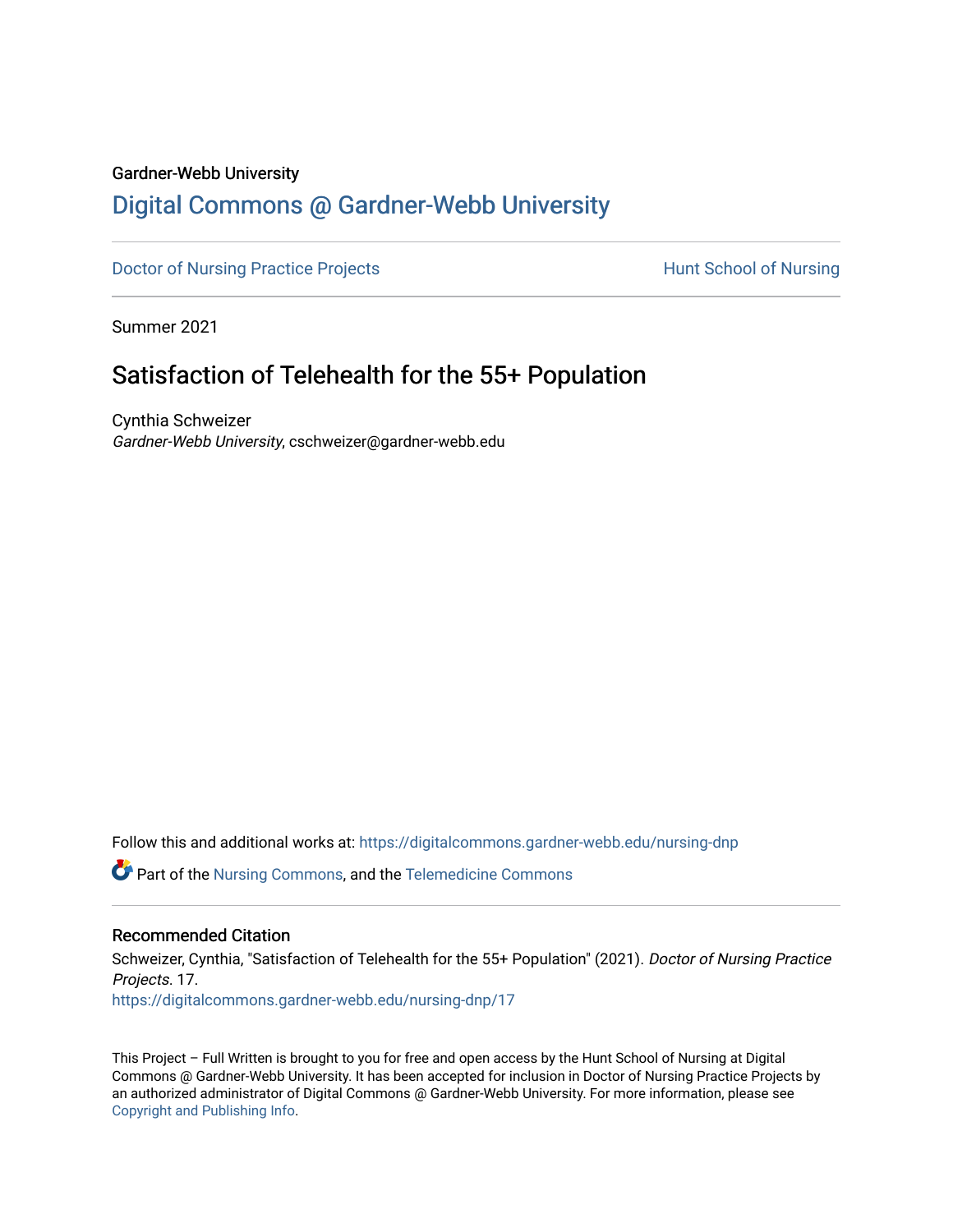Gardner-Webb University

# Digital Commons @ Gardner-Webb University

Doctor of Nursing Practice Projects | Hunt School of Nursing

Summer 2021

## Satisfaction of Telehealth for the 55+ Population

Cynthia Schweizer
*Gardner-Webb University*, cschweizer@gardner-webb.edu

Follow this and additional works at: https://digitalcommons.gardner-webb.edu/nursing-dnp

Part of the Nursing Commons, and the Telemedicine Commons

### Recommended Citation

Schweizer, Cynthia, "Satisfaction of Telehealth for the 55+ Population" (2021). *Doctor of Nursing Practice Projects*. 17.
https://digitalcommons.gardner-webb.edu/nursing-dnp/17

This Project – Full Written is brought to you for free and open access by the Hunt School of Nursing at Digital Commons @ Gardner-Webb University. It has been accepted for inclusion in Doctor of Nursing Practice Projects by an authorized administrator of Digital Commons @ Gardner-Webb University. For more information, please see Copyright and Publishing Info.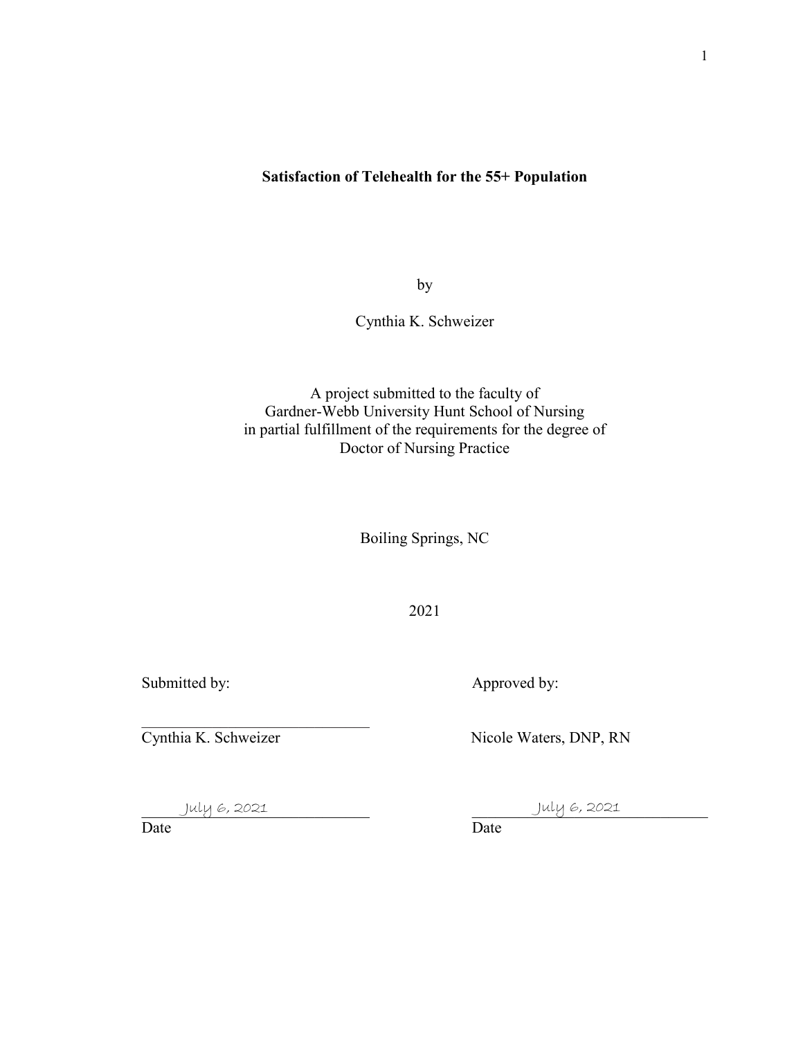# Satisfaction of Telehealth for the 55+ Population

by

Cynthia K. Schweizer

A project submitted to the faculty of
Gardner-Webb University Hunt School of Nursing
in partial fulfillment of the requirements for the degree of
Doctor of Nursing Practice

Boiling Springs, NC

2021

Submitted by:

Cynthia K. Schweizer

July 6, 2021
Date

Approved by:

Nicole Waters, DNP, RN

July 6, 2021
Date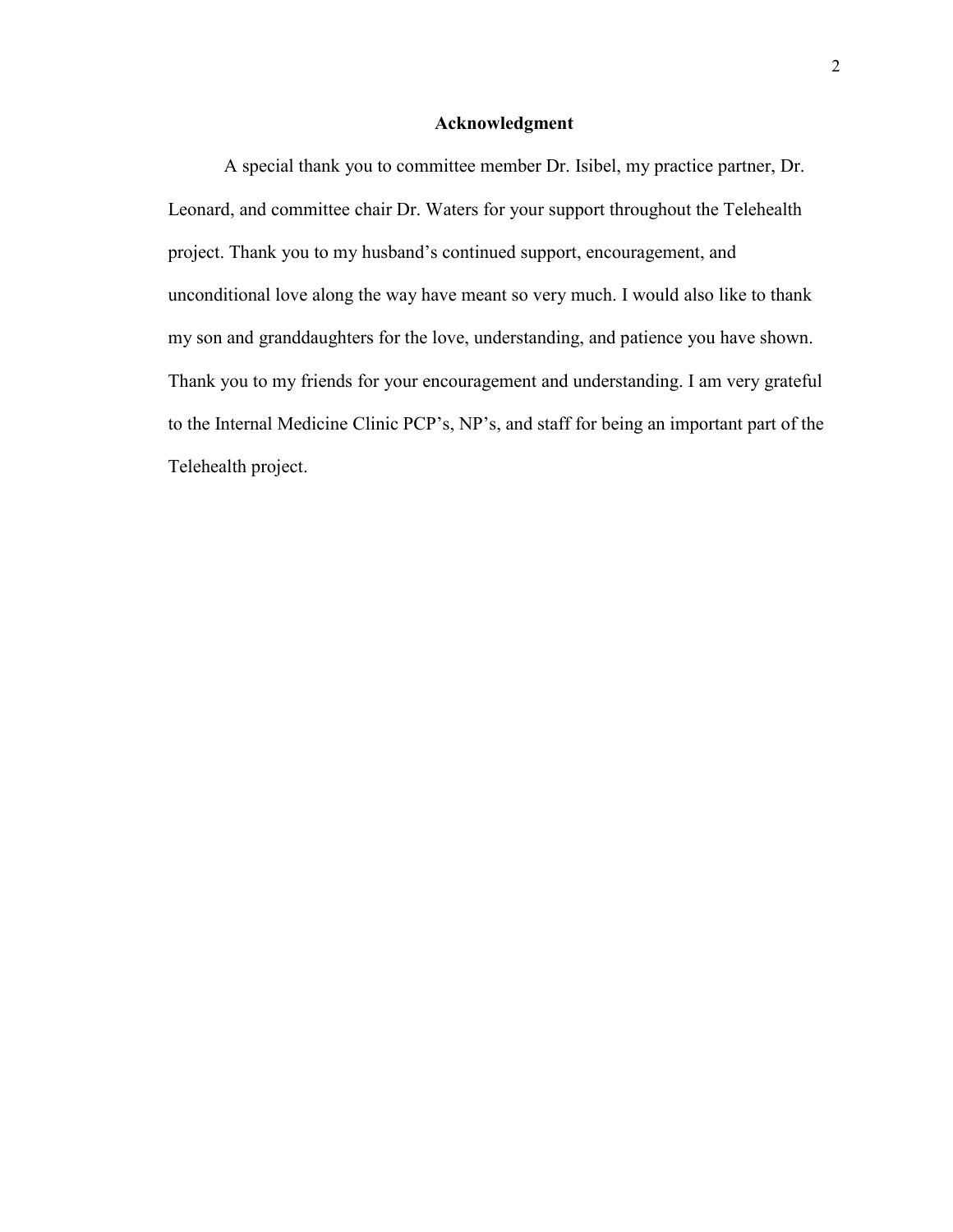## Acknowledgment

A special thank you to committee member Dr. Isibel, my practice partner, Dr. Leonard, and committee chair Dr. Waters for your support throughout the Telehealth project. Thank you to my husband's continued support, encouragement, and unconditional love along the way have meant so very much. I would also like to thank my son and granddaughters for the love, understanding, and patience you have shown. Thank you to my friends for your encouragement and understanding. I am very grateful to the Internal Medicine Clinic PCP's, NP's, and staff for being an important part of the Telehealth project.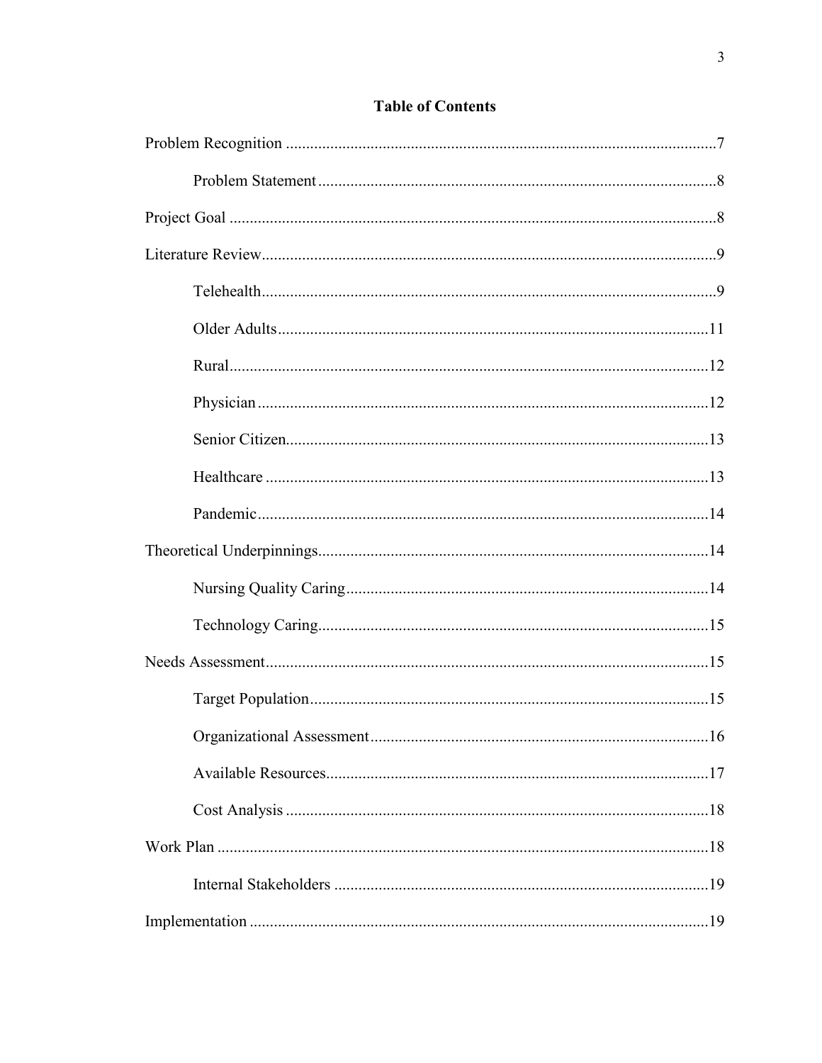# Table of Contents

Problem Recognition ....................................................................................................7

Problem Statement ....................................................................................................8

Project Goal ....................................................................................................8

Literature Review....................................................................................................9

Telehealth....................................................................................................9

Older Adults....................................................................................................11

Rural....................................................................................................12

Physician....................................................................................................12

Senior Citizen....................................................................................................13

Healthcare ....................................................................................................13

Pandemic....................................................................................................14

Theoretical Underpinnings....................................................................................................14

Nursing Quality Caring....................................................................................................14

Technology Caring....................................................................................................15

Needs Assessment....................................................................................................15

Target Population....................................................................................................15

Organizational Assessment....................................................................................................16

Available Resources....................................................................................................17

Cost Analysis ....................................................................................................18

Work Plan ....................................................................................................18

Internal Stakeholders ....................................................................................................19

Implementation ....................................................................................................19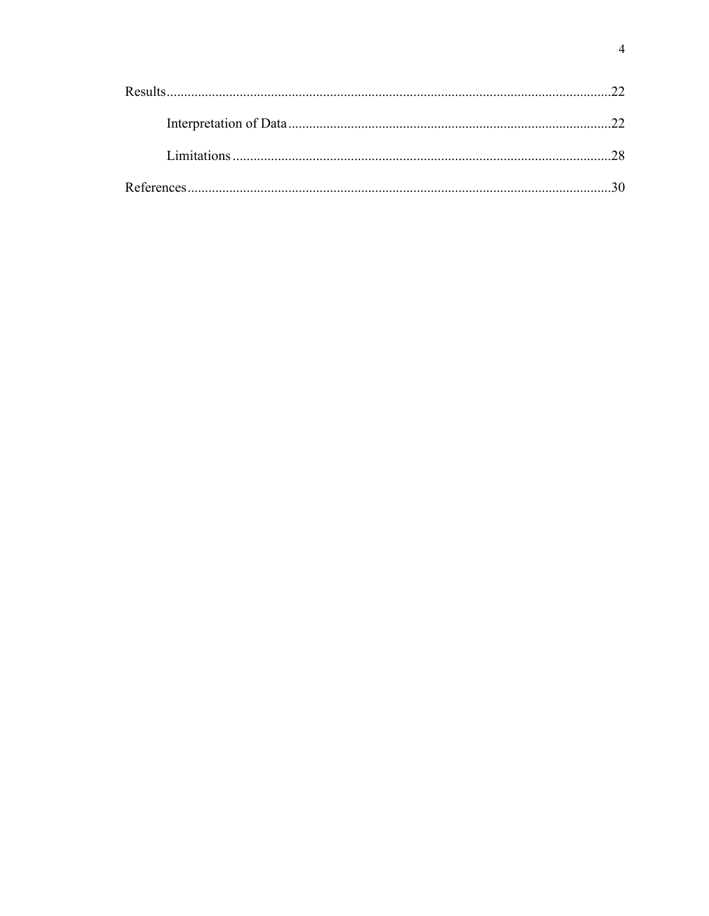Results..........22

Interpretation of Data..........22

Limitations..........28

References..........30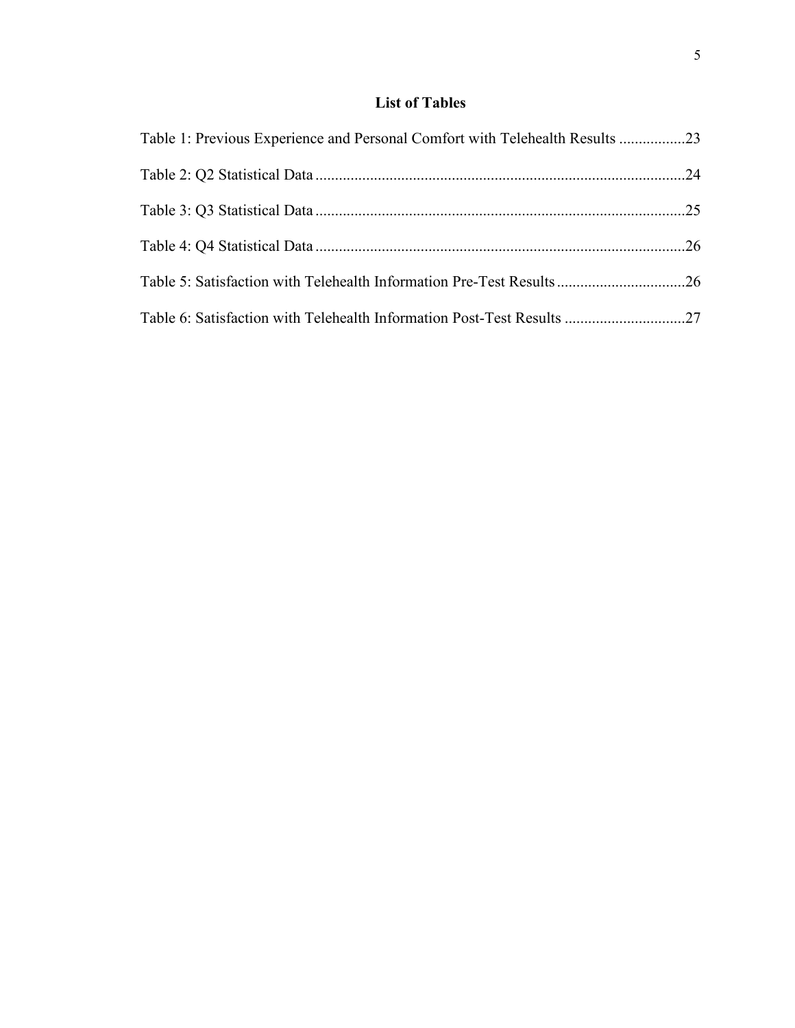# List of Tables

Table 1: Previous Experience and Personal Comfort with Telehealth Results .................23

Table 2: Q2 Statistical Data ..............................................................................................24

Table 3: Q3 Statistical Data ..............................................................................................25

Table 4: Q4 Statistical Data ..............................................................................................26

Table 5: Satisfaction with Telehealth Information Pre-Test Results.................................26

Table 6: Satisfaction with Telehealth Information Post-Test Results ...............................27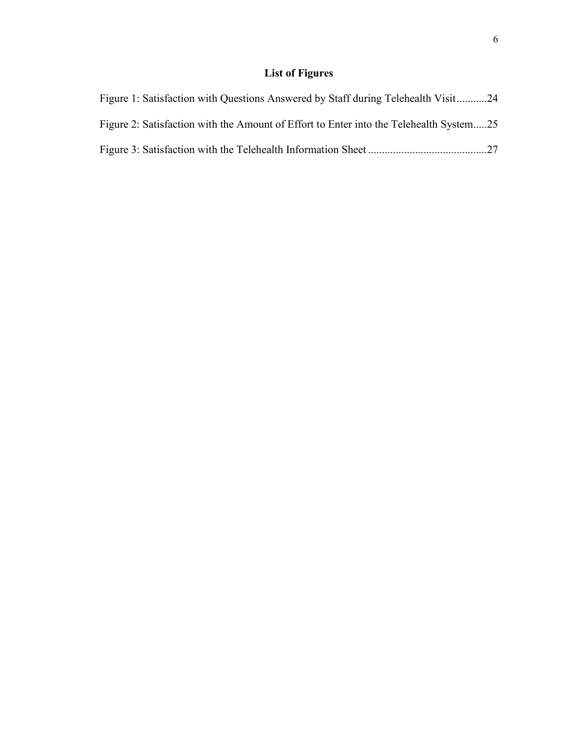## List of Figures

Figure 1: Satisfaction with Questions Answered by Staff during Telehealth Visit...........24

Figure 2: Satisfaction with the Amount of Effort to Enter into the Telehealth System.....25

Figure 3: Satisfaction with the Telehealth Information Sheet ...........................................27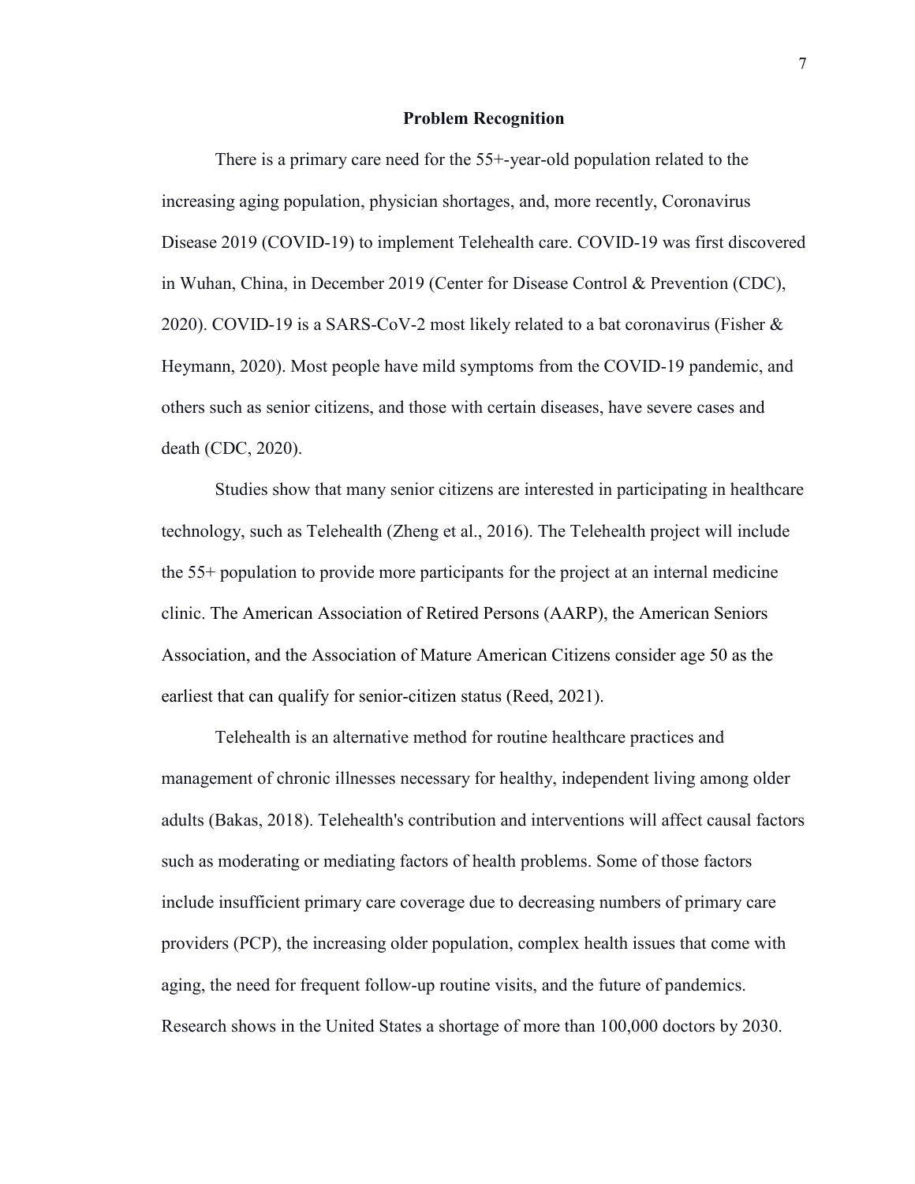## Problem Recognition

There is a primary care need for the 55+-year-old population related to the increasing aging population, physician shortages, and, more recently, Coronavirus Disease 2019 (COVID-19) to implement Telehealth care. COVID-19 was first discovered in Wuhan, China, in December 2019 (Center for Disease Control & Prevention (CDC), 2020). COVID-19 is a SARS-CoV-2 most likely related to a bat coronavirus (Fisher & Heymann, 2020). Most people have mild symptoms from the COVID-19 pandemic, and others such as senior citizens, and those with certain diseases, have severe cases and death (CDC, 2020).

Studies show that many senior citizens are interested in participating in healthcare technology, such as Telehealth (Zheng et al., 2016). The Telehealth project will include the 55+ population to provide more participants for the project at an internal medicine clinic. The American Association of Retired Persons (AARP), the American Seniors Association, and the Association of Mature American Citizens consider age 50 as the earliest that can qualify for senior-citizen status (Reed, 2021).

Telehealth is an alternative method for routine healthcare practices and management of chronic illnesses necessary for healthy, independent living among older adults (Bakas, 2018). Telehealth's contribution and interventions will affect causal factors such as moderating or mediating factors of health problems. Some of those factors include insufficient primary care coverage due to decreasing numbers of primary care providers (PCP), the increasing older population, complex health issues that come with aging, the need for frequent follow-up routine visits, and the future of pandemics. Research shows in the United States a shortage of more than 100,000 doctors by 2030.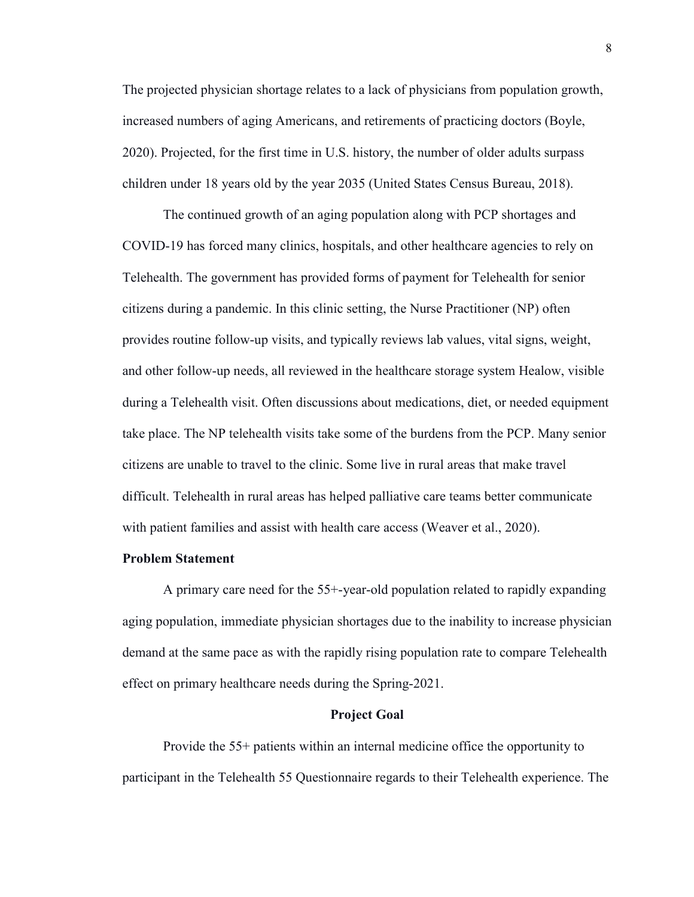The projected physician shortage relates to a lack of physicians from population growth, increased numbers of aging Americans, and retirements of practicing doctors (Boyle, 2020). Projected, for the first time in U.S. history, the number of older adults surpass children under 18 years old by the year 2035 (United States Census Bureau, 2018).

The continued growth of an aging population along with PCP shortages and COVID-19 has forced many clinics, hospitals, and other healthcare agencies to rely on Telehealth. The government has provided forms of payment for Telehealth for senior citizens during a pandemic. In this clinic setting, the Nurse Practitioner (NP) often provides routine follow-up visits, and typically reviews lab values, vital signs, weight, and other follow-up needs, all reviewed in the healthcare storage system Healow, visible during a Telehealth visit. Often discussions about medications, diet, or needed equipment take place. The NP telehealth visits take some of the burdens from the PCP. Many senior citizens are unable to travel to the clinic. Some live in rural areas that make travel difficult. Telehealth in rural areas has helped palliative care teams better communicate with patient families and assist with health care access (Weaver et al., 2020).

**Problem Statement**

A primary care need for the 55+-year-old population related to rapidly expanding aging population, immediate physician shortages due to the inability to increase physician demand at the same pace as with the rapidly rising population rate to compare Telehealth effect on primary healthcare needs during the Spring-2021.

## Project Goal

Provide the 55+ patients within an internal medicine office the opportunity to participant in the Telehealth 55 Questionnaire regards to their Telehealth experience. The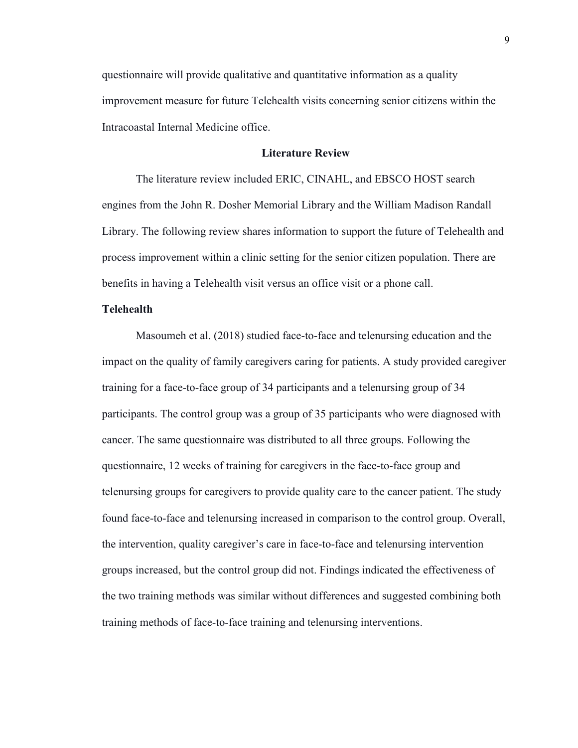questionnaire will provide qualitative and quantitative information as a quality improvement measure for future Telehealth visits concerning senior citizens within the Intracoastal Internal Medicine office.

## Literature Review

The literature review included ERIC, CINAHL, and EBSCO HOST search engines from the John R. Dosher Memorial Library and the William Madison Randall Library. The following review shares information to support the future of Telehealth and process improvement within a clinic setting for the senior citizen population. There are benefits in having a Telehealth visit versus an office visit or a phone call.

### Telehealth

Masoumeh et al. (2018) studied face-to-face and telenursing education and the impact on the quality of family caregivers caring for patients. A study provided caregiver training for a face-to-face group of 34 participants and a telenursing group of 34 participants. The control group was a group of 35 participants who were diagnosed with cancer. The same questionnaire was distributed to all three groups. Following the questionnaire, 12 weeks of training for caregivers in the face-to-face group and telenursing groups for caregivers to provide quality care to the cancer patient. The study found face-to-face and telenursing increased in comparison to the control group. Overall, the intervention, quality caregiver's care in face-to-face and telenursing intervention groups increased, but the control group did not. Findings indicated the effectiveness of the two training methods was similar without differences and suggested combining both training methods of face-to-face training and telenursing interventions.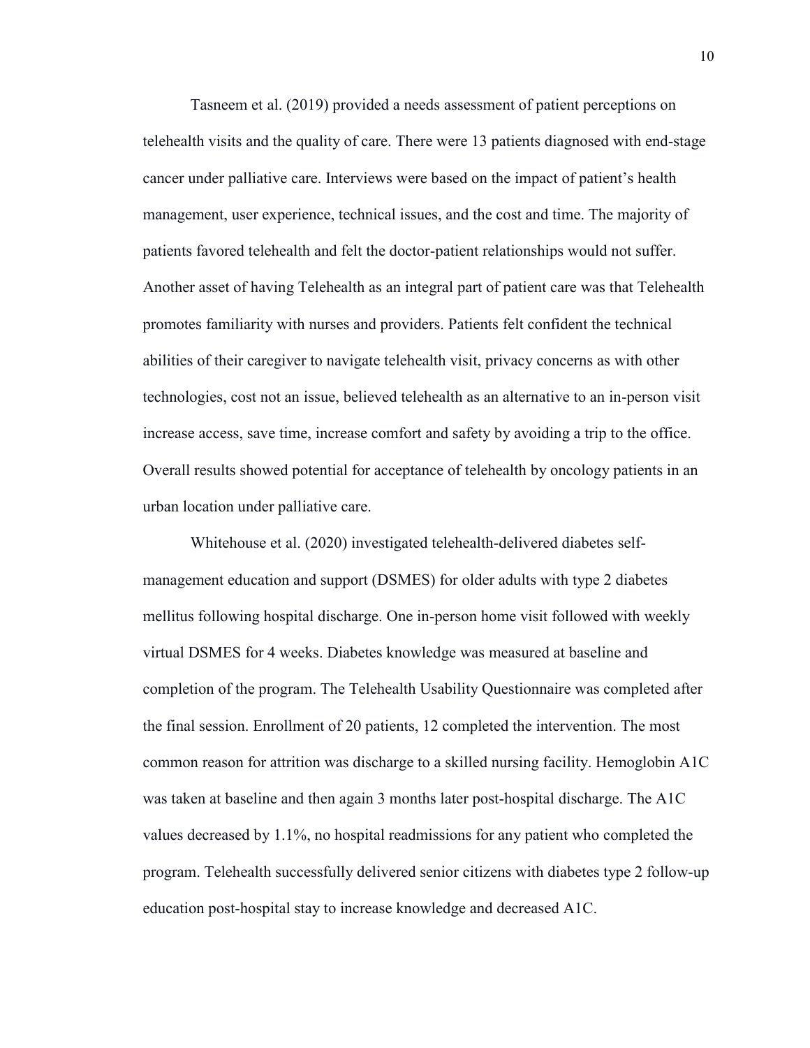Tasneem et al. (2019) provided a needs assessment of patient perceptions on telehealth visits and the quality of care. There were 13 patients diagnosed with end-stage cancer under palliative care. Interviews were based on the impact of patient's health management, user experience, technical issues, and the cost and time. The majority of patients favored telehealth and felt the doctor-patient relationships would not suffer. Another asset of having Telehealth as an integral part of patient care was that Telehealth promotes familiarity with nurses and providers. Patients felt confident the technical abilities of their caregiver to navigate telehealth visit, privacy concerns as with other technologies, cost not an issue, believed telehealth as an alternative to an in-person visit increase access, save time, increase comfort and safety by avoiding a trip to the office. Overall results showed potential for acceptance of telehealth by oncology patients in an urban location under palliative care.

Whitehouse et al. (2020) investigated telehealth-delivered diabetes self-management education and support (DSMES) for older adults with type 2 diabetes mellitus following hospital discharge. One in-person home visit followed with weekly virtual DSMES for 4 weeks. Diabetes knowledge was measured at baseline and completion of the program. The Telehealth Usability Questionnaire was completed after the final session. Enrollment of 20 patients, 12 completed the intervention. The most common reason for attrition was discharge to a skilled nursing facility. Hemoglobin A1C was taken at baseline and then again 3 months later post-hospital discharge. The A1C values decreased by 1.1%, no hospital readmissions for any patient who completed the program. Telehealth successfully delivered senior citizens with diabetes type 2 follow-up education post-hospital stay to increase knowledge and decreased A1C.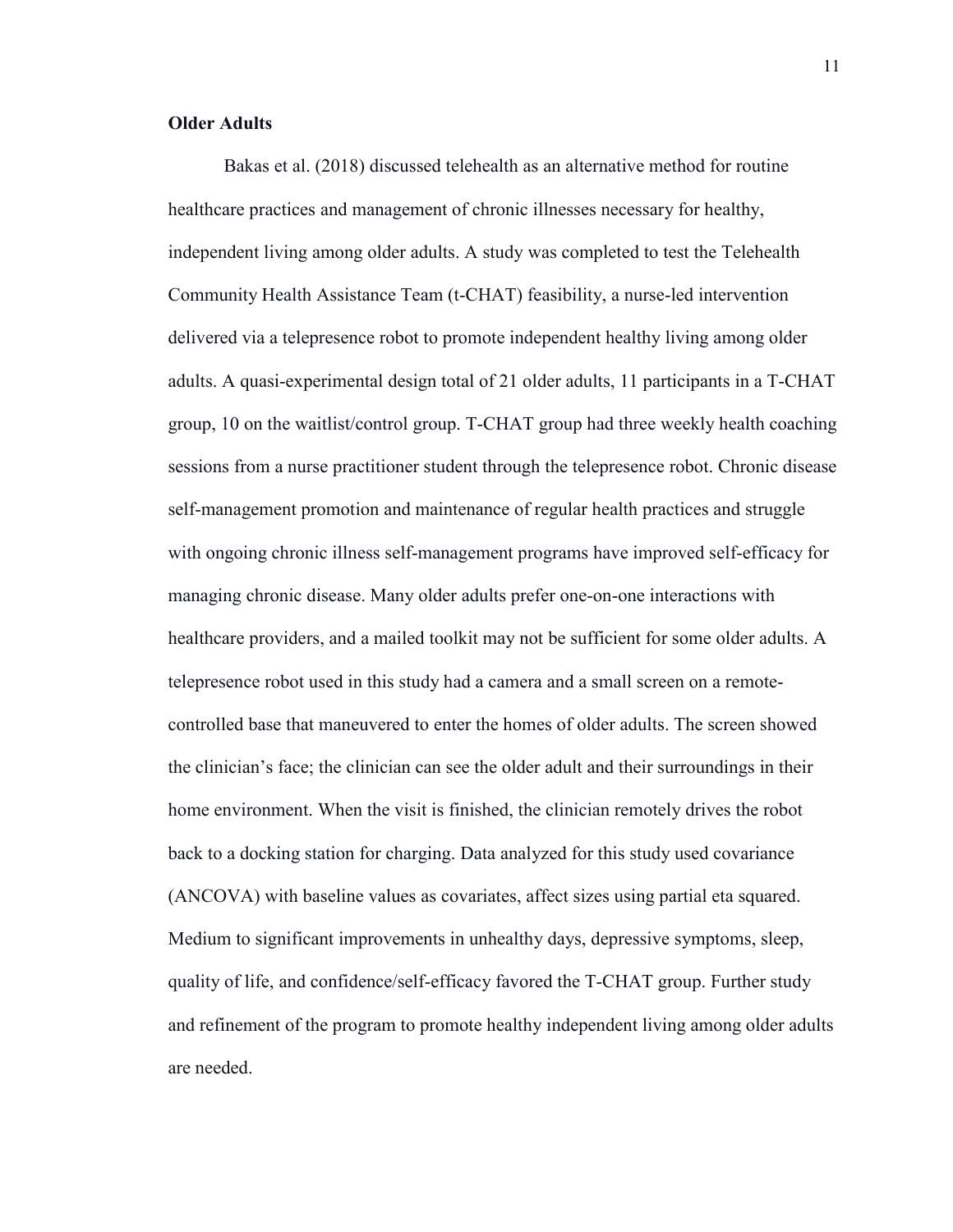**Older Adults**

Bakas et al. (2018) discussed telehealth as an alternative method for routine healthcare practices and management of chronic illnesses necessary for healthy, independent living among older adults. A study was completed to test the Telehealth Community Health Assistance Team (t-CHAT) feasibility, a nurse-led intervention delivered via a telepresence robot to promote independent healthy living among older adults. A quasi-experimental design total of 21 older adults, 11 participants in a T-CHAT group, 10 on the waitlist/control group. T-CHAT group had three weekly health coaching sessions from a nurse practitioner student through the telepresence robot. Chronic disease self-management promotion and maintenance of regular health practices and struggle with ongoing chronic illness self-management programs have improved self-efficacy for managing chronic disease. Many older adults prefer one-on-one interactions with healthcare providers, and a mailed toolkit may not be sufficient for some older adults. A telepresence robot used in this study had a camera and a small screen on a remote-controlled base that maneuvered to enter the homes of older adults. The screen showed the clinician's face; the clinician can see the older adult and their surroundings in their home environment. When the visit is finished, the clinician remotely drives the robot back to a docking station for charging. Data analyzed for this study used covariance (ANCOVA) with baseline values as covariates, affect sizes using partial eta squared. Medium to significant improvements in unhealthy days, depressive symptoms, sleep, quality of life, and confidence/self-efficacy favored the T-CHAT group. Further study and refinement of the program to promote healthy independent living among older adults are needed.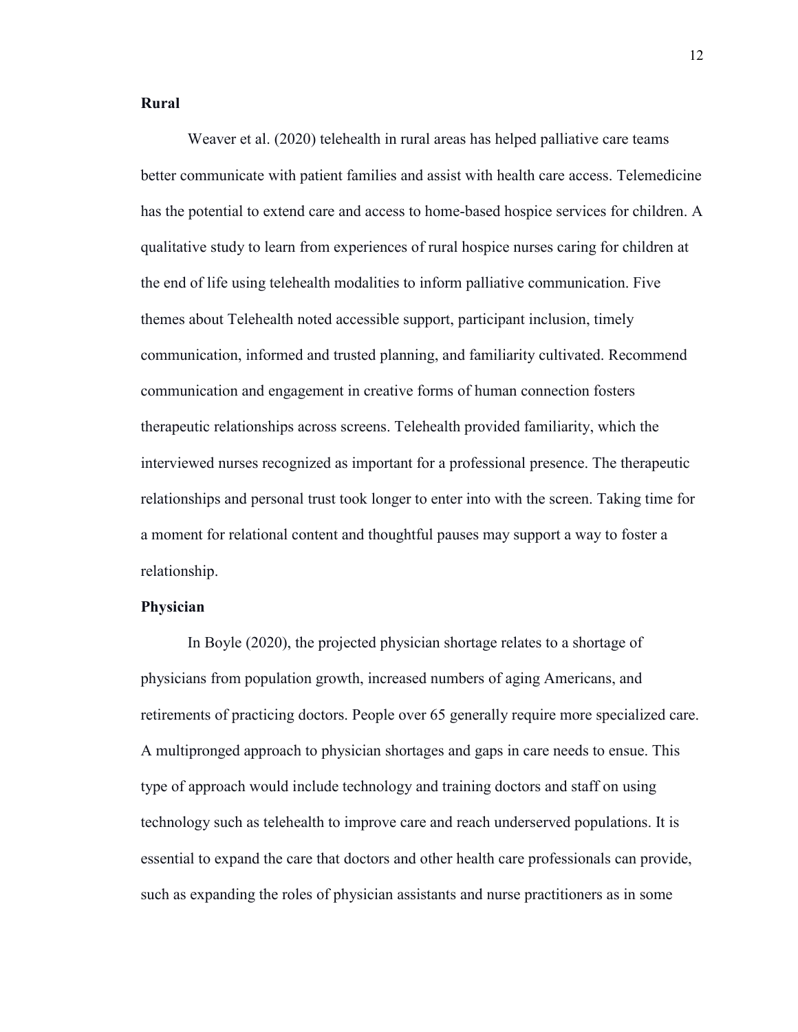**Rural**

Weaver et al. (2020) telehealth in rural areas has helped palliative care teams better communicate with patient families and assist with health care access. Telemedicine has the potential to extend care and access to home-based hospice services for children. A qualitative study to learn from experiences of rural hospice nurses caring for children at the end of life using telehealth modalities to inform palliative communication. Five themes about Telehealth noted accessible support, participant inclusion, timely communication, informed and trusted planning, and familiarity cultivated. Recommend communication and engagement in creative forms of human connection fosters therapeutic relationships across screens. Telehealth provided familiarity, which the interviewed nurses recognized as important for a professional presence. The therapeutic relationships and personal trust took longer to enter into with the screen. Taking time for a moment for relational content and thoughtful pauses may support a way to foster a relationship.

**Physician**

In Boyle (2020), the projected physician shortage relates to a shortage of physicians from population growth, increased numbers of aging Americans, and retirements of practicing doctors. People over 65 generally require more specialized care. A multipronged approach to physician shortages and gaps in care needs to ensue. This type of approach would include technology and training doctors and staff on using technology such as telehealth to improve care and reach underserved populations. It is essential to expand the care that doctors and other health care professionals can provide, such as expanding the roles of physician assistants and nurse practitioners as in some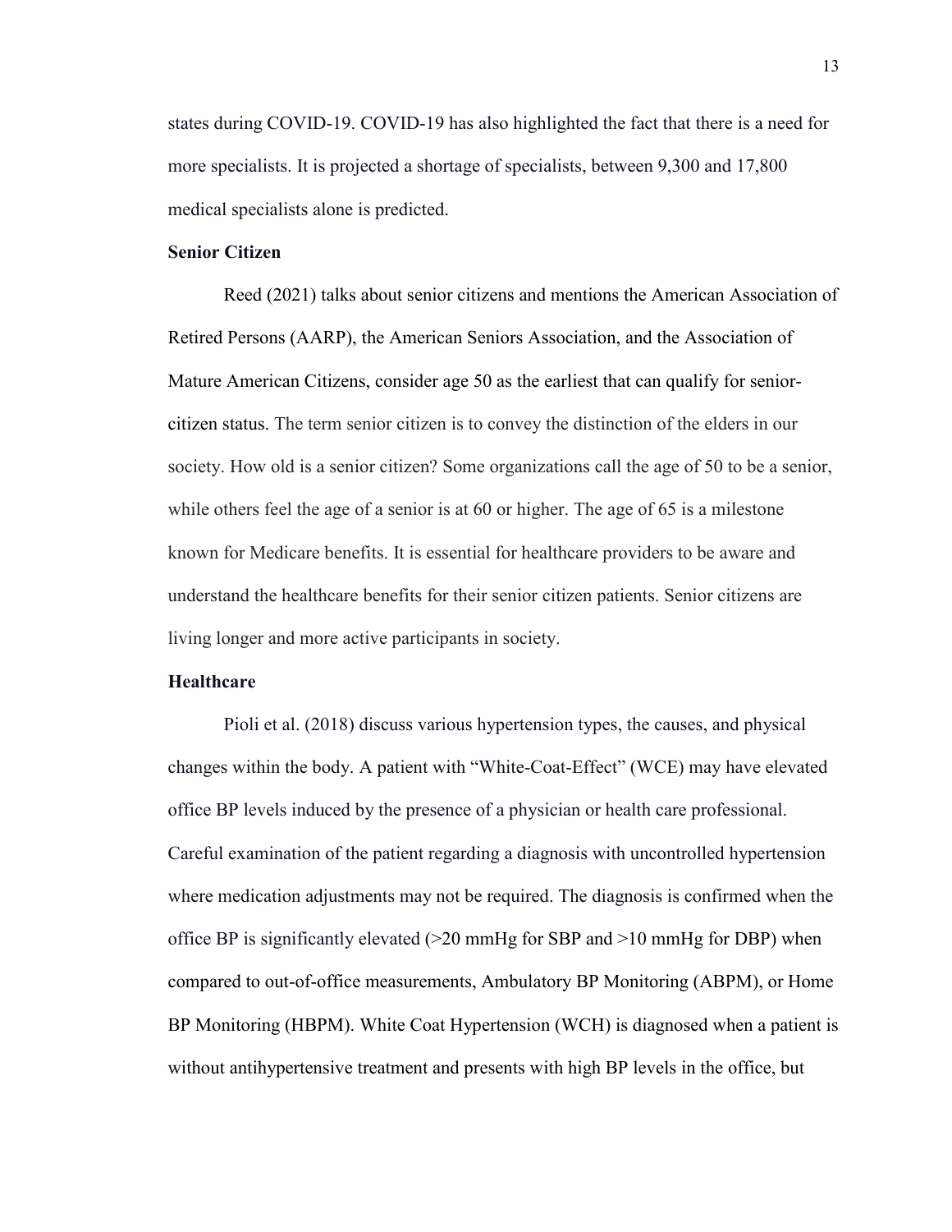states during COVID-19. COVID-19 has also highlighted the fact that there is a need for more specialists. It is projected a shortage of specialists, between 9,300 and 17,800 medical specialists alone is predicted.

### Senior Citizen

Reed (2021) talks about senior citizens and mentions the American Association of Retired Persons (AARP), the American Seniors Association, and the Association of Mature American Citizens, consider age 50 as the earliest that can qualify for senior-citizen status. The term senior citizen is to convey the distinction of the elders in our society. How old is a senior citizen? Some organizations call the age of 50 to be a senior, while others feel the age of a senior is at 60 or higher. The age of 65 is a milestone known for Medicare benefits. It is essential for healthcare providers to be aware and understand the healthcare benefits for their senior citizen patients. Senior citizens are living longer and more active participants in society.

### Healthcare

Pioli et al. (2018) discuss various hypertension types, the causes, and physical changes within the body. A patient with "White-Coat-Effect" (WCE) may have elevated office BP levels induced by the presence of a physician or health care professional. Careful examination of the patient regarding a diagnosis with uncontrolled hypertension where medication adjustments may not be required. The diagnosis is confirmed when the office BP is significantly elevated (>20 mmHg for SBP and >10 mmHg for DBP) when compared to out-of-office measurements, Ambulatory BP Monitoring (ABPM), or Home BP Monitoring (HBPM). White Coat Hypertension (WCH) is diagnosed when a patient is without antihypertensive treatment and presents with high BP levels in the office, but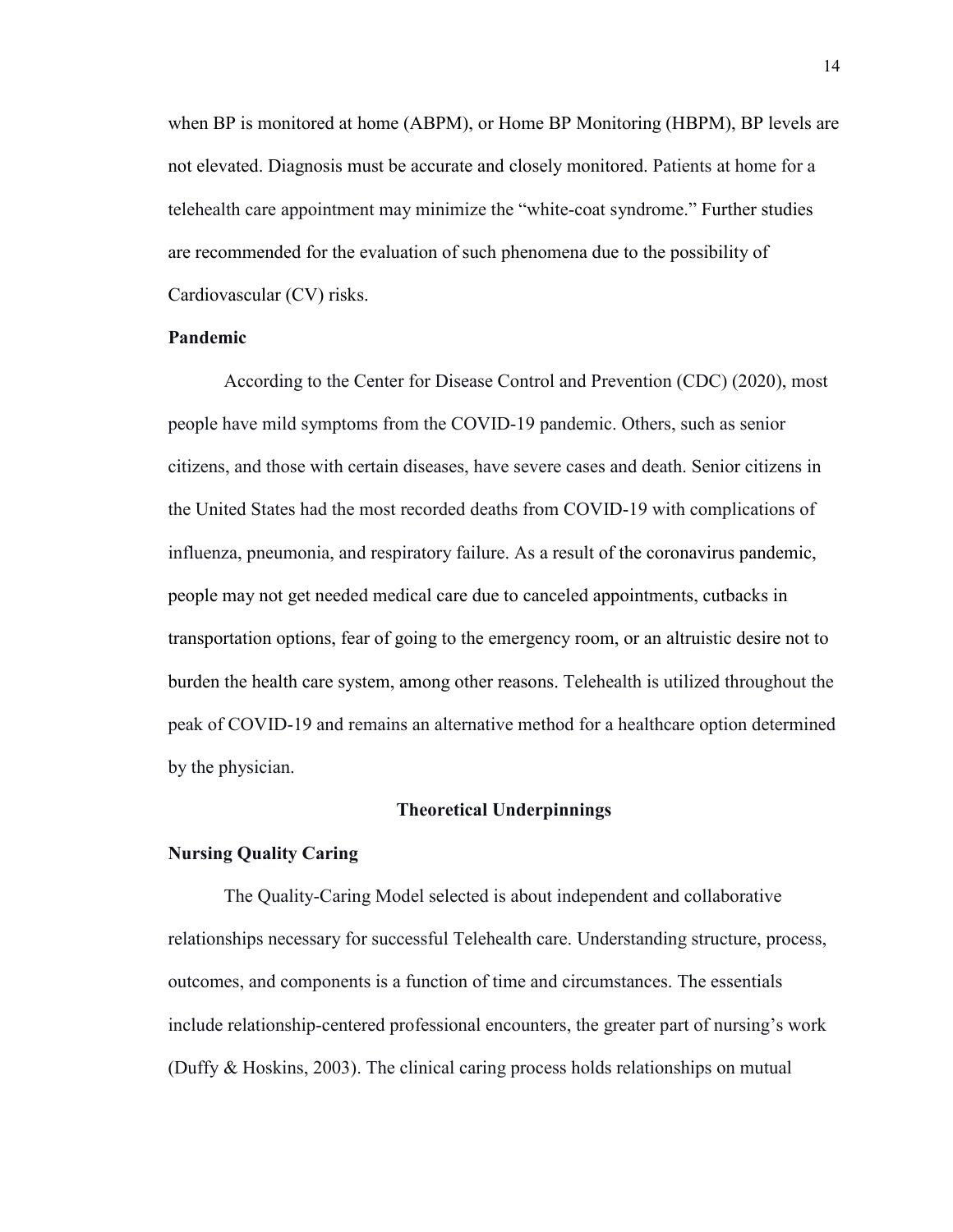when BP is monitored at home (ABPM), or Home BP Monitoring (HBPM), BP levels are not elevated. Diagnosis must be accurate and closely monitored. Patients at home for a telehealth care appointment may minimize the "white-coat syndrome." Further studies are recommended for the evaluation of such phenomena due to the possibility of Cardiovascular (CV) risks.

### Pandemic

According to the Center for Disease Control and Prevention (CDC) (2020), most people have mild symptoms from the COVID-19 pandemic. Others, such as senior citizens, and those with certain diseases, have severe cases and death. Senior citizens in the United States had the most recorded deaths from COVID-19 with complications of influenza, pneumonia, and respiratory failure. As a result of the coronavirus pandemic, people may not get needed medical care due to canceled appointments, cutbacks in transportation options, fear of going to the emergency room, or an altruistic desire not to burden the health care system, among other reasons. Telehealth is utilized throughout the peak of COVID-19 and remains an alternative method for a healthcare option determined by the physician.

## Theoretical Underpinnings

### Nursing Quality Caring

The Quality-Caring Model selected is about independent and collaborative relationships necessary for successful Telehealth care. Understanding structure, process, outcomes, and components is a function of time and circumstances. The essentials include relationship-centered professional encounters, the greater part of nursing's work (Duffy & Hoskins, 2003). The clinical caring process holds relationships on mutual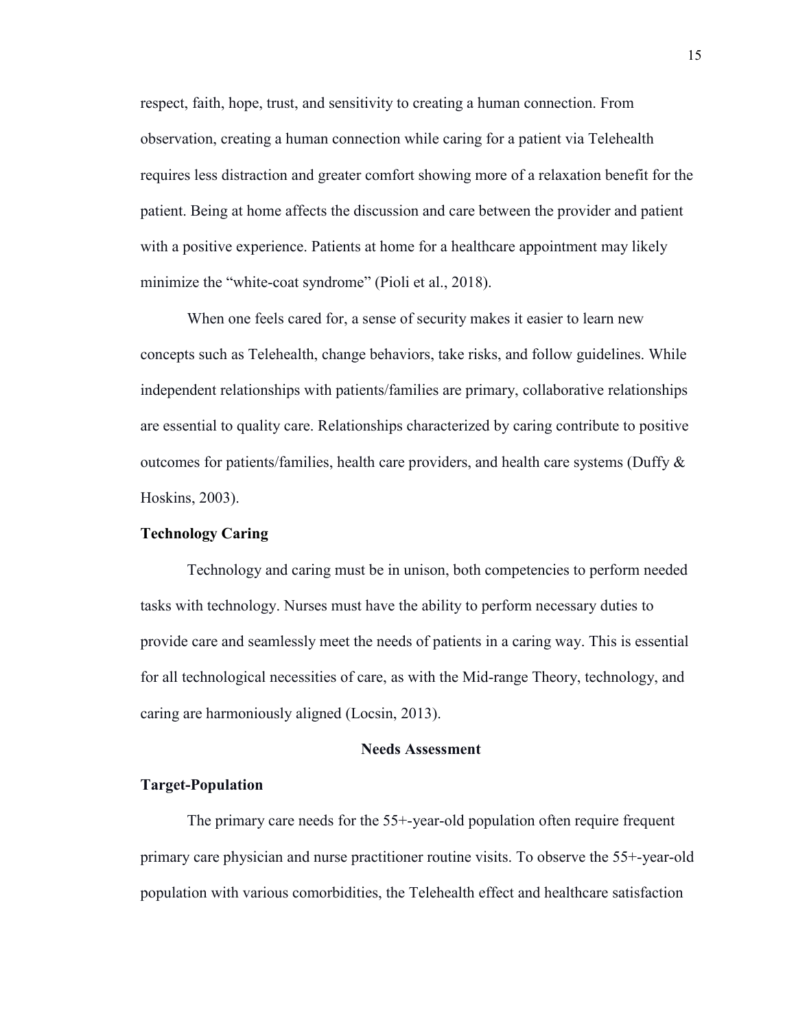respect, faith, hope, trust, and sensitivity to creating a human connection. From observation, creating a human connection while caring for a patient via Telehealth requires less distraction and greater comfort showing more of a relaxation benefit for the patient. Being at home affects the discussion and care between the provider and patient with a positive experience. Patients at home for a healthcare appointment may likely minimize the "white-coat syndrome" (Pioli et al., 2018).

When one feels cared for, a sense of security makes it easier to learn new concepts such as Telehealth, change behaviors, take risks, and follow guidelines. While independent relationships with patients/families are primary, collaborative relationships are essential to quality care. Relationships characterized by caring contribute to positive outcomes for patients/families, health care providers, and health care systems (Duffy & Hoskins, 2003).

### Technology Caring

Technology and caring must be in unison, both competencies to perform needed tasks with technology. Nurses must have the ability to perform necessary duties to provide care and seamlessly meet the needs of patients in a caring way. This is essential for all technological necessities of care, as with the Mid-range Theory, technology, and caring are harmoniously aligned (Locsin, 2013).

## Needs Assessment

### Target-Population

The primary care needs for the 55+-year-old population often require frequent primary care physician and nurse practitioner routine visits. To observe the 55+-year-old population with various comorbidities, the Telehealth effect and healthcare satisfaction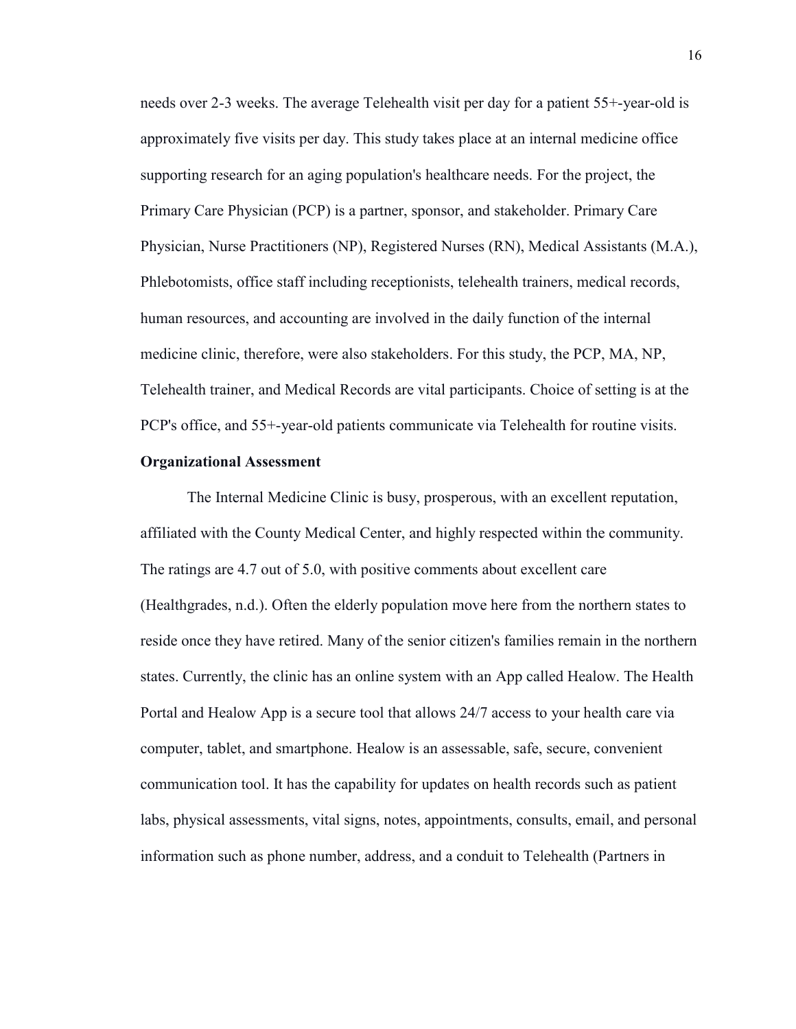needs over 2-3 weeks. The average Telehealth visit per day for a patient 55+-year-old is approximately five visits per day. This study takes place at an internal medicine office supporting research for an aging population's healthcare needs. For the project, the Primary Care Physician (PCP) is a partner, sponsor, and stakeholder. Primary Care Physician, Nurse Practitioners (NP), Registered Nurses (RN), Medical Assistants (M.A.), Phlebotomists, office staff including receptionists, telehealth trainers, medical records, human resources, and accounting are involved in the daily function of the internal medicine clinic, therefore, were also stakeholders. For this study, the PCP, MA, NP, Telehealth trainer, and Medical Records are vital participants. Choice of setting is at the PCP's office, and 55+-year-old patients communicate via Telehealth for routine visits.

**Organizational Assessment**

The Internal Medicine Clinic is busy, prosperous, with an excellent reputation, affiliated with the County Medical Center, and highly respected within the community. The ratings are 4.7 out of 5.0, with positive comments about excellent care (Healthgrades, n.d.). Often the elderly population move here from the northern states to reside once they have retired. Many of the senior citizen's families remain in the northern states. Currently, the clinic has an online system with an App called Healow. The Health Portal and Healow App is a secure tool that allows 24/7 access to your health care via computer, tablet, and smartphone. Healow is an assessable, safe, secure, convenient communication tool. It has the capability for updates on health records such as patient labs, physical assessments, vital signs, notes, appointments, consults, email, and personal information such as phone number, address, and a conduit to Telehealth (Partners in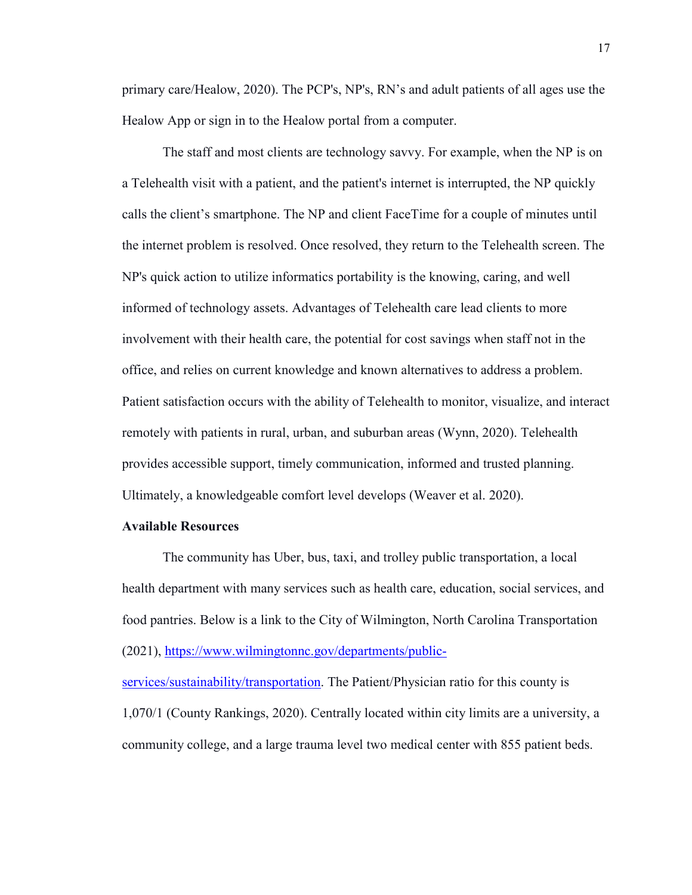primary care/Healow, 2020). The PCP's, NP's, RN’s and adult patients of all ages use the Healow App or sign in to the Healow portal from a computer.

The staff and most clients are technology savvy. For example, when the NP is on a Telehealth visit with a patient, and the patient's internet is interrupted, the NP quickly calls the client’s smartphone. The NP and client FaceTime for a couple of minutes until the internet problem is resolved. Once resolved, they return to the Telehealth screen. The NP's quick action to utilize informatics portability is the knowing, caring, and well informed of technology assets. Advantages of Telehealth care lead clients to more involvement with their health care, the potential for cost savings when staff not in the office, and relies on current knowledge and known alternatives to address a problem. Patient satisfaction occurs with the ability of Telehealth to monitor, visualize, and interact remotely with patients in rural, urban, and suburban areas (Wynn, 2020). Telehealth provides accessible support, timely communication, informed and trusted planning. Ultimately, a knowledgeable comfort level develops (Weaver et al. 2020).

**Available Resources**

The community has Uber, bus, taxi, and trolley public transportation, a local health department with many services such as health care, education, social services, and food pantries. Below is a link to the City of Wilmington, North Carolina Transportation (2021), [https://www.wilmingtonnc.gov/departments/public-services/sustainability/transportation](https://www.wilmingtonnc.gov/departments/public-services/sustainability/transportation). The Patient/Physician ratio for this county is 1,070/1 (County Rankings, 2020). Centrally located within city limits are a university, a community college, and a large trauma level two medical center with 855 patient beds.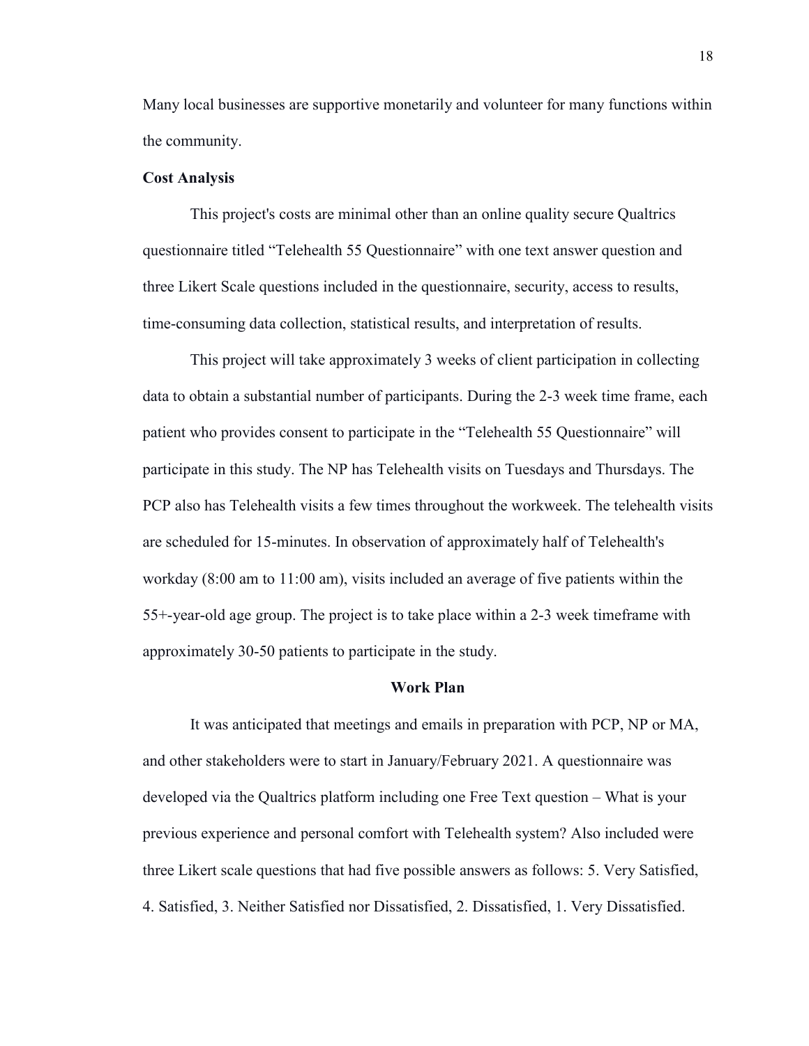Many local businesses are supportive monetarily and volunteer for many functions within the community.

**Cost Analysis**

This project's costs are minimal other than an online quality secure Qualtrics questionnaire titled "Telehealth 55 Questionnaire" with one text answer question and three Likert Scale questions included in the questionnaire, security, access to results, time-consuming data collection, statistical results, and interpretation of results.

This project will take approximately 3 weeks of client participation in collecting data to obtain a substantial number of participants. During the 2-3 week time frame, each patient who provides consent to participate in the "Telehealth 55 Questionnaire" will participate in this study. The NP has Telehealth visits on Tuesdays and Thursdays. The PCP also has Telehealth visits a few times throughout the workweek. The telehealth visits are scheduled for 15-minutes. In observation of approximately half of Telehealth's workday (8:00 am to 11:00 am), visits included an average of five patients within the 55+-year-old age group. The project is to take place within a 2-3 week timeframe with approximately 30-50 patients to participate in the study.

## Work Plan

It was anticipated that meetings and emails in preparation with PCP, NP or MA, and other stakeholders were to start in January/February 2021. A questionnaire was developed via the Qualtrics platform including one Free Text question – What is your previous experience and personal comfort with Telehealth system? Also included were three Likert scale questions that had five possible answers as follows: 5. Very Satisfied, 4. Satisfied, 3. Neither Satisfied nor Dissatisfied, 2. Dissatisfied, 1. Very Dissatisfied.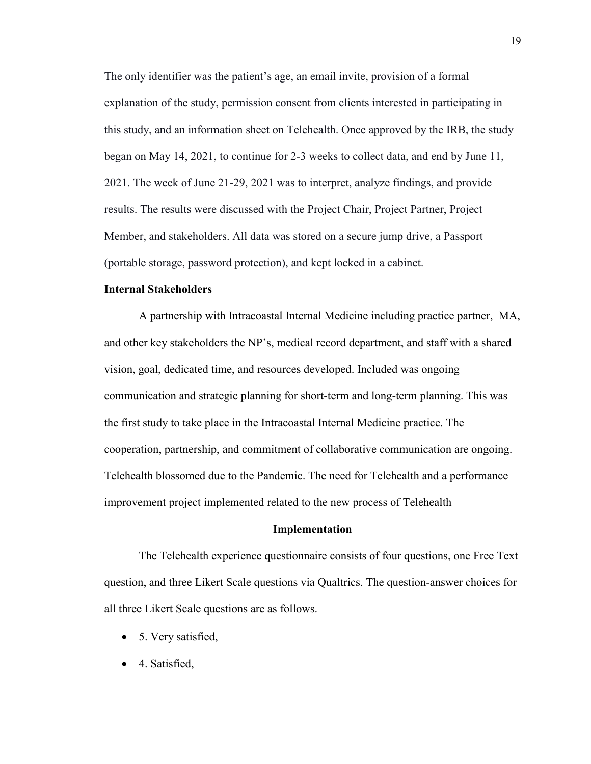The only identifier was the patient's age, an email invite, provision of a formal explanation of the study, permission consent from clients interested in participating in this study, and an information sheet on Telehealth. Once approved by the IRB, the study began on May 14, 2021, to continue for 2-3 weeks to collect data, and end by June 11, 2021. The week of June 21-29, 2021 was to interpret, analyze findings, and provide results. The results were discussed with the Project Chair, Project Partner, Project Member, and stakeholders. All data was stored on a secure jump drive, a Passport (portable storage, password protection), and kept locked in a cabinet.

**Internal Stakeholders**

A partnership with Intracoastal Internal Medicine including practice partner, MA, and other key stakeholders the NP's, medical record department, and staff with a shared vision, goal, dedicated time, and resources developed. Included was ongoing communication and strategic planning for short-term and long-term planning. This was the first study to take place in the Intracoastal Internal Medicine practice. The cooperation, partnership, and commitment of collaborative communication are ongoing. Telehealth blossomed due to the Pandemic. The need for Telehealth and a performance improvement project implemented related to the new process of Telehealth

## Implementation

The Telehealth experience questionnaire consists of four questions, one Free Text question, and three Likert Scale questions via Qualtrics. The question-answer choices for all three Likert Scale questions are as follows.

- 5. Very satisfied,
- 4. Satisfied,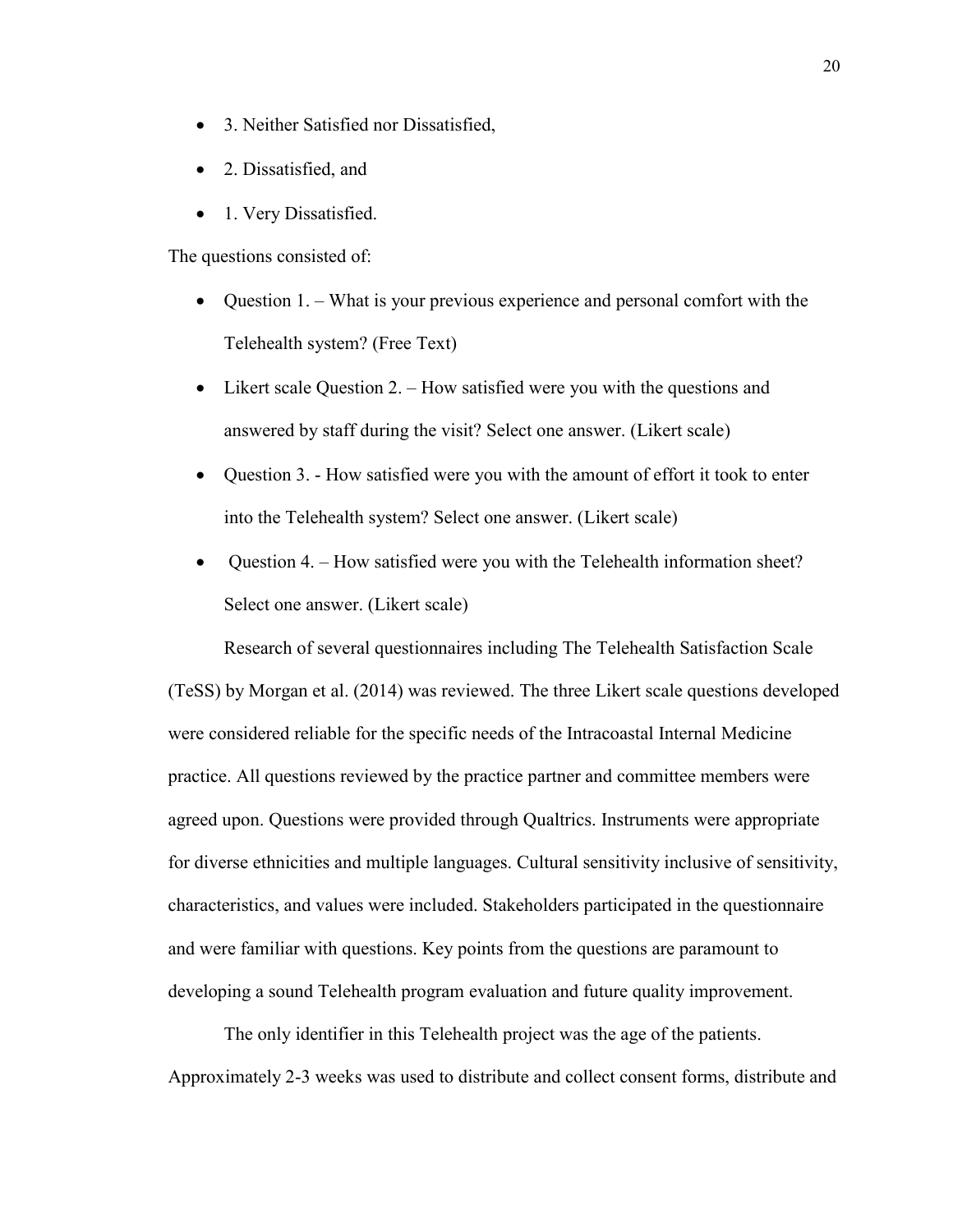- 3. Neither Satisfied nor Dissatisfied,
- 2. Dissatisfied, and
- 1. Very Dissatisfied.

The questions consisted of:

- Question 1. – What is your previous experience and personal comfort with the Telehealth system? (Free Text)
- Likert scale Question 2. – How satisfied were you with the questions and answered by staff during the visit? Select one answer. (Likert scale)
- Question 3. - How satisfied were you with the amount of effort it took to enter into the Telehealth system? Select one answer. (Likert scale)
- Question 4. – How satisfied were you with the Telehealth information sheet? Select one answer. (Likert scale)

Research of several questionnaires including The Telehealth Satisfaction Scale (TeSS) by Morgan et al. (2014) was reviewed. The three Likert scale questions developed were considered reliable for the specific needs of the Intracoastal Internal Medicine practice. All questions reviewed by the practice partner and committee members were agreed upon. Questions were provided through Qualtrics. Instruments were appropriate for diverse ethnicities and multiple languages. Cultural sensitivity inclusive of sensitivity, characteristics, and values were included. Stakeholders participated in the questionnaire and were familiar with questions. Key points from the questions are paramount to developing a sound Telehealth program evaluation and future quality improvement.

The only identifier in this Telehealth project was the age of the patients. Approximately 2-3 weeks was used to distribute and collect consent forms, distribute and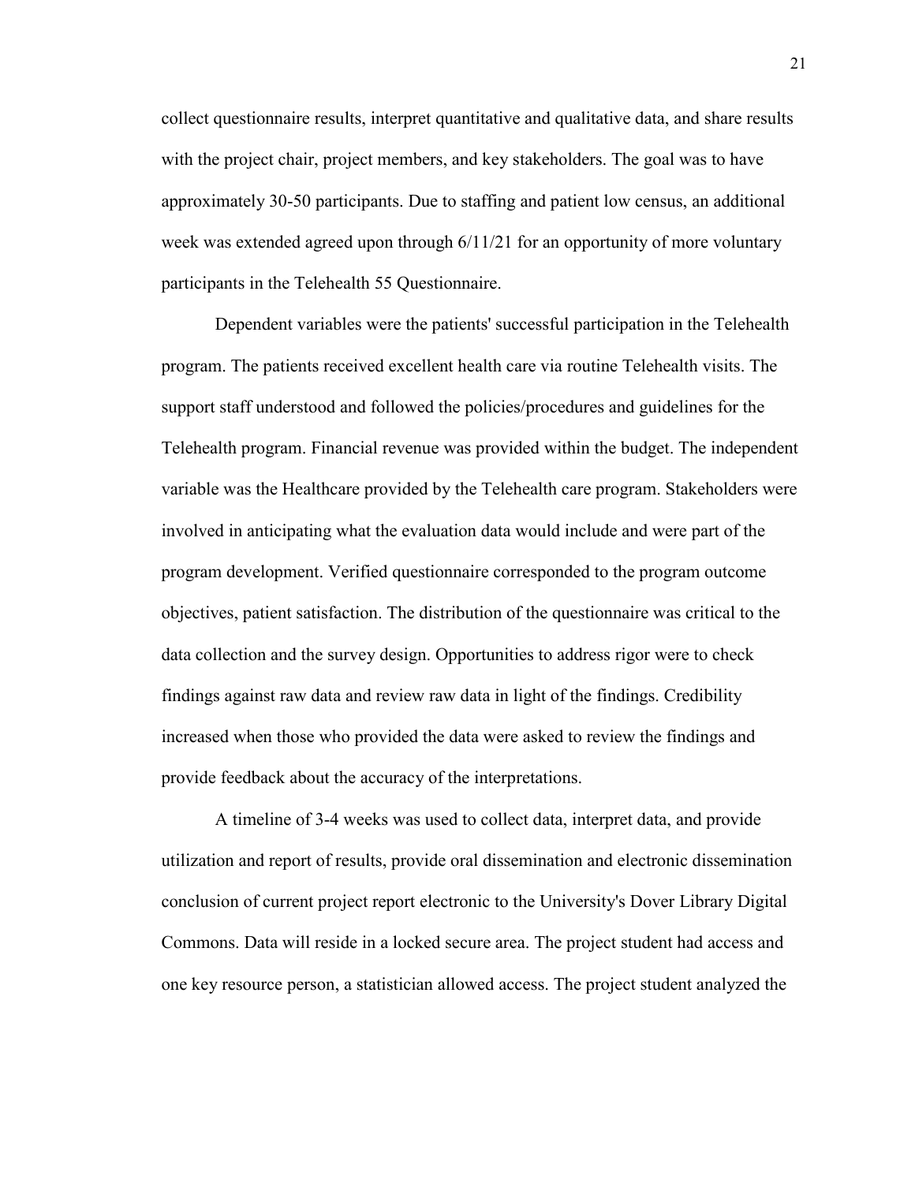collect questionnaire results, interpret quantitative and qualitative data, and share results with the project chair, project members, and key stakeholders. The goal was to have approximately 30-50 participants. Due to staffing and patient low census, an additional week was extended agreed upon through 6/11/21 for an opportunity of more voluntary participants in the Telehealth 55 Questionnaire.

Dependent variables were the patients' successful participation in the Telehealth program. The patients received excellent health care via routine Telehealth visits. The support staff understood and followed the policies/procedures and guidelines for the Telehealth program. Financial revenue was provided within the budget. The independent variable was the Healthcare provided by the Telehealth care program. Stakeholders were involved in anticipating what the evaluation data would include and were part of the program development. Verified questionnaire corresponded to the program outcome objectives, patient satisfaction. The distribution of the questionnaire was critical to the data collection and the survey design. Opportunities to address rigor were to check findings against raw data and review raw data in light of the findings. Credibility increased when those who provided the data were asked to review the findings and provide feedback about the accuracy of the interpretations.

A timeline of 3-4 weeks was used to collect data, interpret data, and provide utilization and report of results, provide oral dissemination and electronic dissemination conclusion of current project report electronic to the University's Dover Library Digital Commons. Data will reside in a locked secure area. The project student had access and one key resource person, a statistician allowed access. The project student analyzed the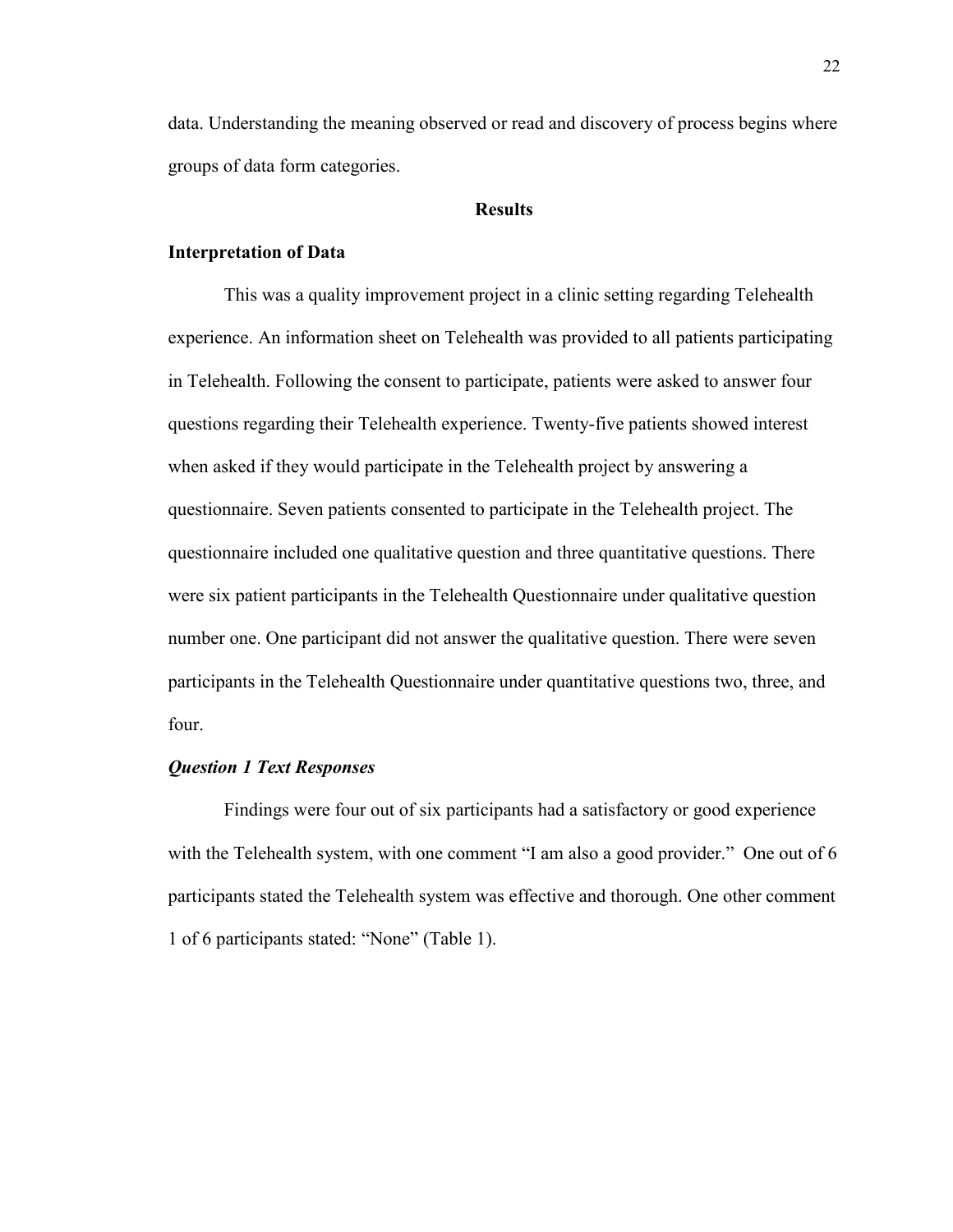data. Understanding the meaning observed or read and discovery of process begins where groups of data form categories.

## Results

### Interpretation of Data

This was a quality improvement project in a clinic setting regarding Telehealth experience. An information sheet on Telehealth was provided to all patients participating in Telehealth. Following the consent to participate, patients were asked to answer four questions regarding their Telehealth experience. Twenty-five patients showed interest when asked if they would participate in the Telehealth project by answering a questionnaire. Seven patients consented to participate in the Telehealth project. The questionnaire included one qualitative question and three quantitative questions. There were six patient participants in the Telehealth Questionnaire under qualitative question number one. One participant did not answer the qualitative question. There were seven participants in the Telehealth Questionnaire under quantitative questions two, three, and four.

#### *Question 1 Text Responses*

Findings were four out of six participants had a satisfactory or good experience with the Telehealth system, with one comment "I am also a good provider." One out of 6 participants stated the Telehealth system was effective and thorough. One other comment 1 of 6 participants stated: "None" (Table 1).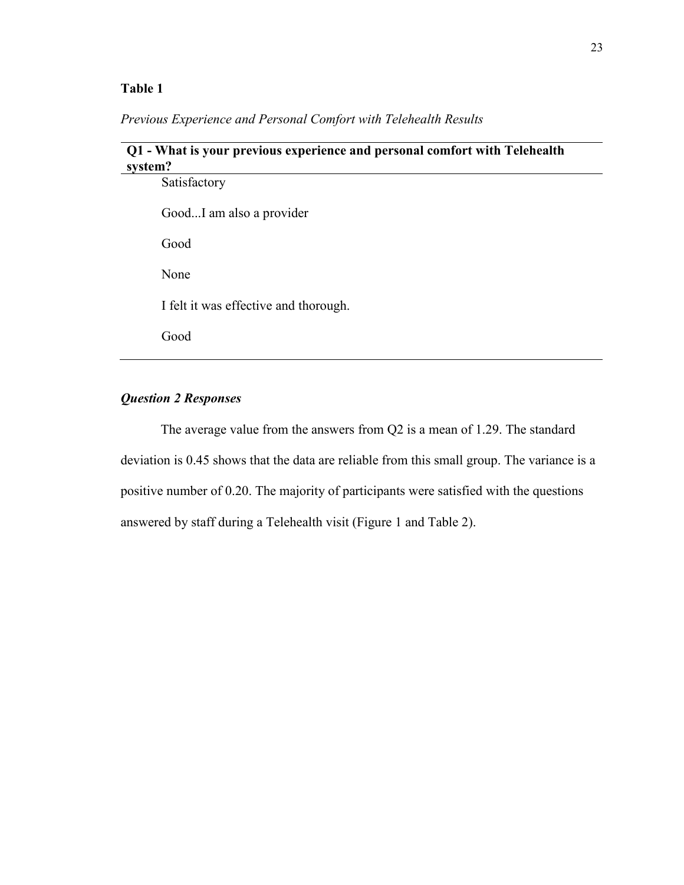**Table 1**

*Previous Experience and Personal Comfort with Telehealth Results*

| Q1 - What is your previous experience and personal comfort with Telehealth system? |
|---|
| Satisfactory |
| Good...I am also a provider |
| Good |
| None |
| I felt it was effective and thorough. |
| Good |

### *Question 2 Responses*

The average value from the answers from Q2 is a mean of 1.29. The standard deviation is 0.45 shows that the data are reliable from this small group. The variance is a positive number of 0.20. The majority of participants were satisfied with the questions answered by staff during a Telehealth visit (Figure 1 and Table 2).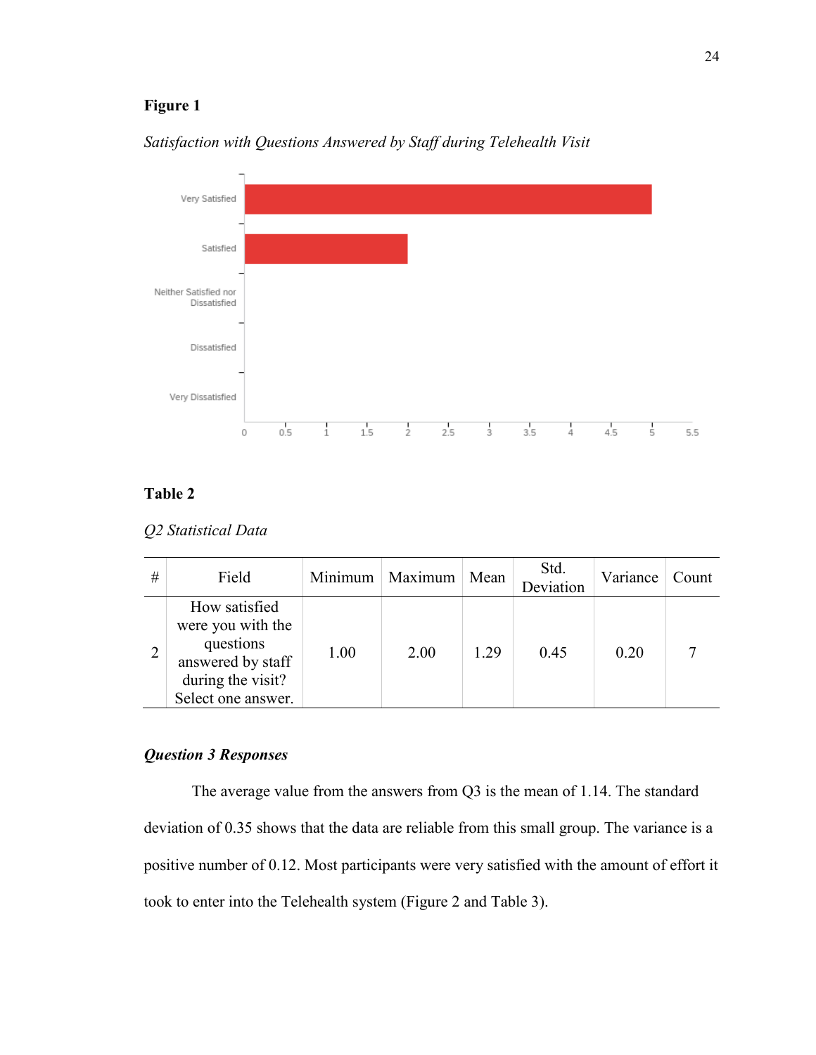**Figure 1**

*Satisfaction with Questions Answered by Staff during Telehealth Visit*

**Table 2**

*Q2 Statistical Data*

| # | Field | Minimum | Maximum | Mean | Std. Deviation | Variance | Count |
|---|---|---|---|---|---|---|---|
| 2 | How satisfied were you with the questions answered by staff during the visit? Select one answer. | 1.00 | 2.00 | 1.29 | 0.45 | 0.20 | 7 |

### *Question 3 Responses*

The average value from the answers from Q3 is the mean of 1.14. The standard deviation of 0.35 shows that the data are reliable from this small group. The variance is a positive number of 0.12. Most participants were very satisfied with the amount of effort it took to enter into the Telehealth system (Figure 2 and Table 3).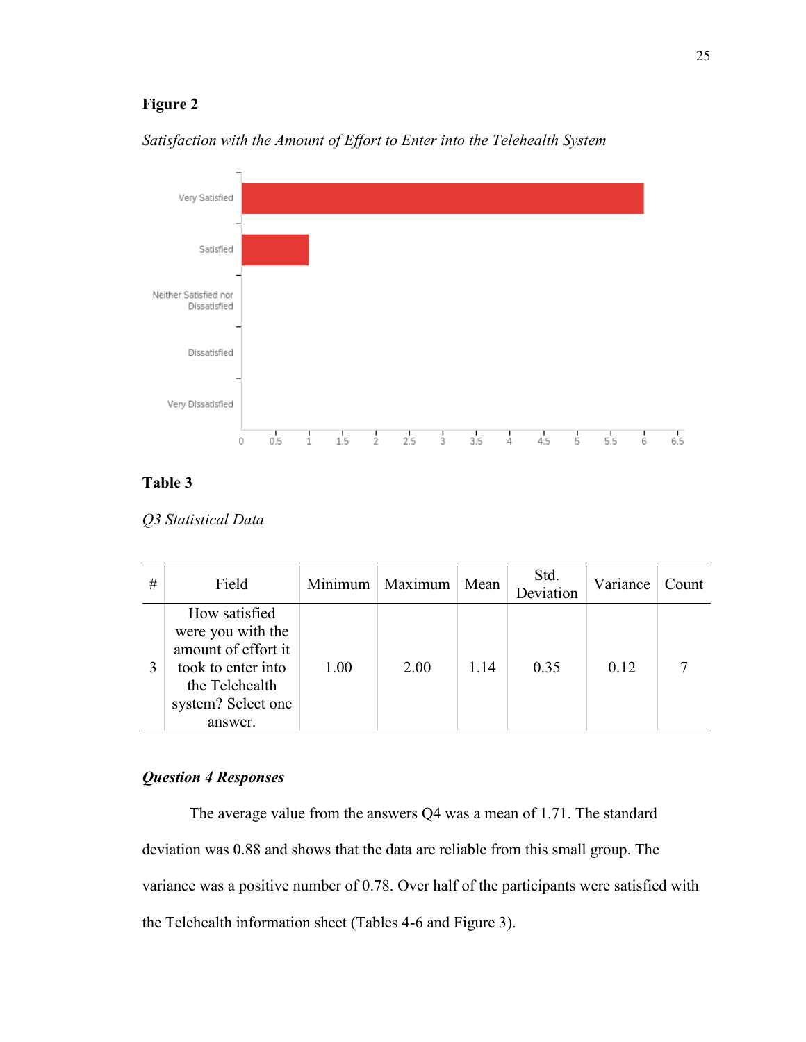**Figure 2**

*Satisfaction with the Amount of Effort to Enter into the Telehealth System*

**Table 3**

*Q3 Statistical Data*

| # | Field | Minimum | Maximum | Mean | Std. Deviation | Variance | Count |
|---|---|---|---|---|---|---|---|
| 3 | How satisfied were you with the amount of effort it took to enter into the Telehealth system? Select one answer. | 1.00 | 2.00 | 1.14 | 0.35 | 0.12 | 7 |

***Question 4 Responses***

The average value from the answers Q4 was a mean of 1.71. The standard deviation was 0.88 and shows that the data are reliable from this small group. The variance was a positive number of 0.78. Over half of the participants were satisfied with the Telehealth information sheet (Tables 4-6 and Figure 3).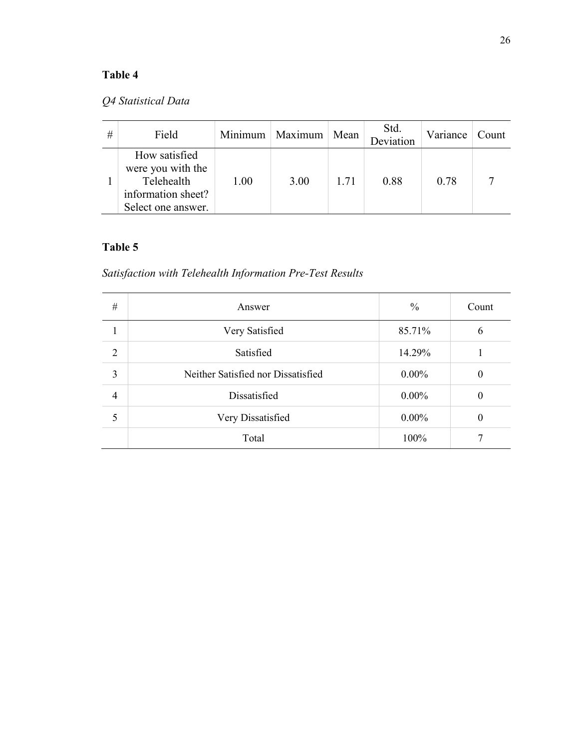**Table 4**

*Q4 Statistical Data*

| # | Field | Minimum | Maximum | Mean | Std. Deviation | Variance | Count |
|---|---|---|---|---|---|---|---|
| 1 | How satisfied were you with the Telehealth information sheet? Select one answer. | 1.00 | 3.00 | 1.71 | 0.88 | 0.78 | 7 |

**Table 5**

*Satisfaction with Telehealth Information Pre-Test Results*

| # | Answer | % | Count |
|---|---|---|---|
| 1 | Very Satisfied | 85.71% | 6 |
| 2 | Satisfied | 14.29% | 1 |
| 3 | Neither Satisfied nor Dissatisfied | 0.00% | 0 |
| 4 | Dissatisfied | 0.00% | 0 |
| 5 | Very Dissatisfied | 0.00% | 0 |
| | Total | 100% | 7 |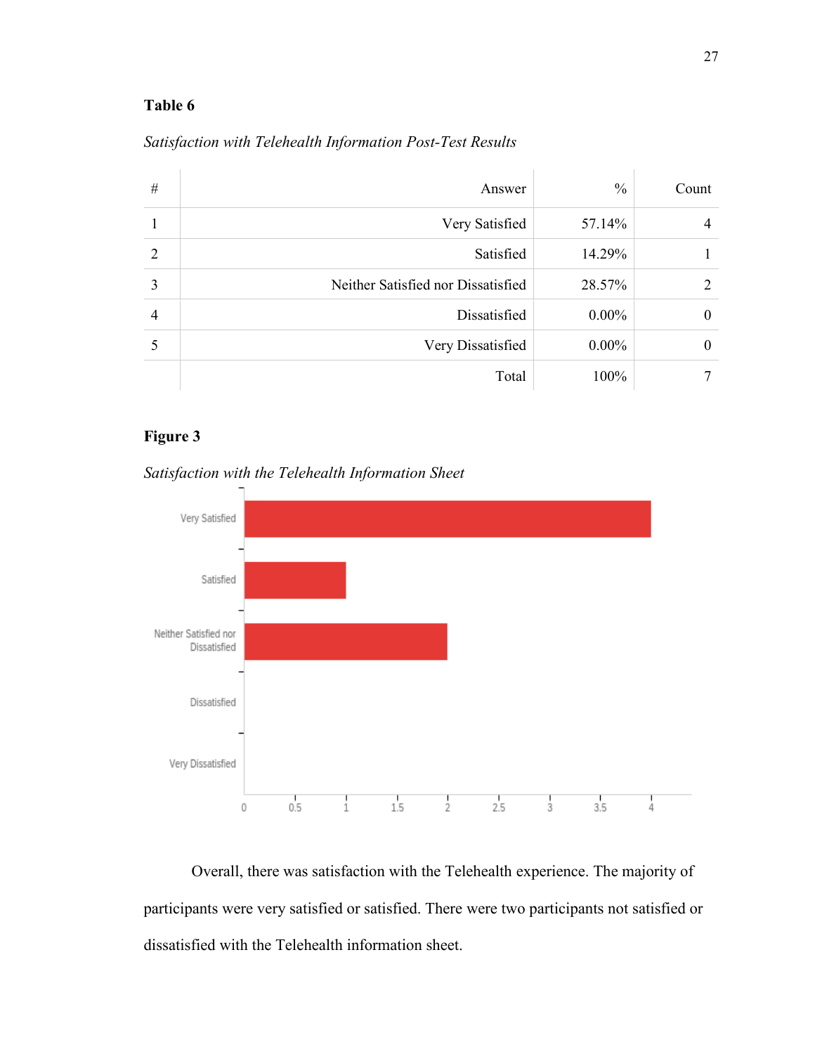**Table 6**

*Satisfaction with Telehealth Information Post-Test Results*

| # | Answer | % | Count |
|---|---|---|---|
| 1 | Very Satisfied | 57.14% | 4 |
| 2 | Satisfied | 14.29% | 1 |
| 3 | Neither Satisfied nor Dissatisfied | 28.57% | 2 |
| 4 | Dissatisfied | 0.00% | 0 |
| 5 | Very Dissatisfied | 0.00% | 0 |
| | Total | 100% | 7 |

**Figure 3**

*Satisfaction with the Telehealth Information Sheet*

Overall, there was satisfaction with the Telehealth experience. The majority of participants were very satisfied or satisfied. There were two participants not satisfied or dissatisfied with the Telehealth information sheet.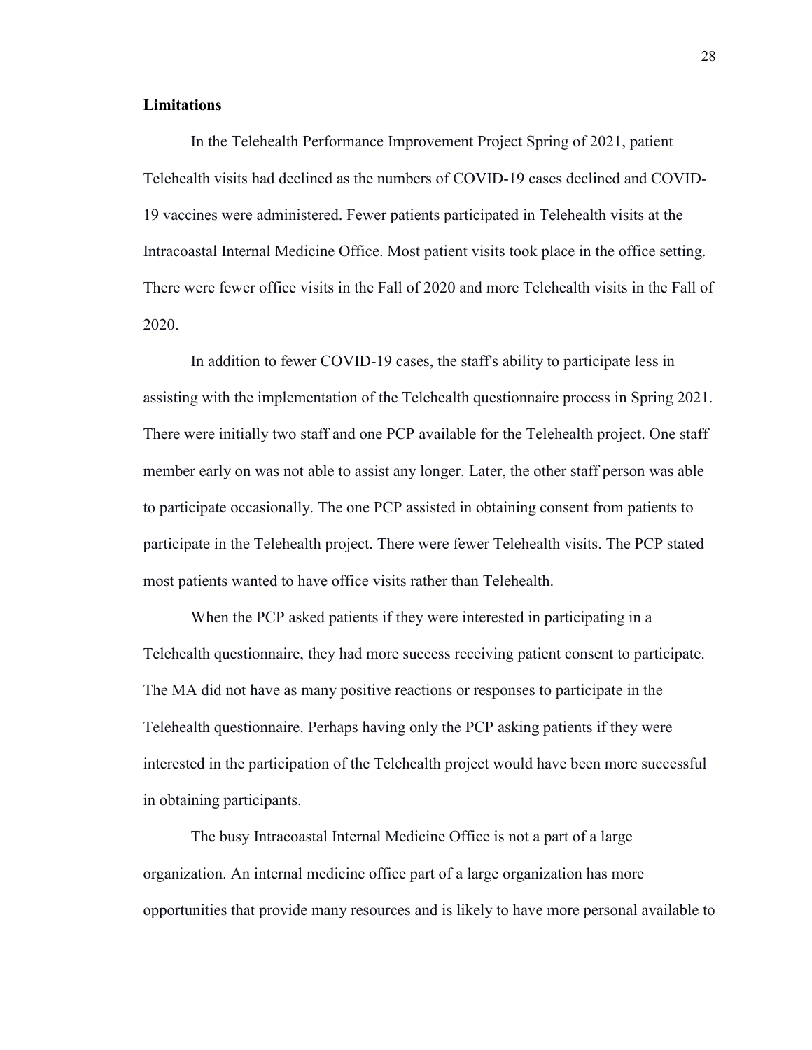**Limitations**

In the Telehealth Performance Improvement Project Spring of 2021, patient Telehealth visits had declined as the numbers of COVID-19 cases declined and COVID-19 vaccines were administered. Fewer patients participated in Telehealth visits at the Intracoastal Internal Medicine Office. Most patient visits took place in the office setting. There were fewer office visits in the Fall of 2020 and more Telehealth visits in the Fall of 2020.

In addition to fewer COVID-19 cases, the staff's ability to participate less in assisting with the implementation of the Telehealth questionnaire process in Spring 2021. There were initially two staff and one PCP available for the Telehealth project. One staff member early on was not able to assist any longer. Later, the other staff person was able to participate occasionally. The one PCP assisted in obtaining consent from patients to participate in the Telehealth project. There were fewer Telehealth visits. The PCP stated most patients wanted to have office visits rather than Telehealth.

When the PCP asked patients if they were interested in participating in a Telehealth questionnaire, they had more success receiving patient consent to participate. The MA did not have as many positive reactions or responses to participate in the Telehealth questionnaire. Perhaps having only the PCP asking patients if they were interested in the participation of the Telehealth project would have been more successful in obtaining participants.

The busy Intracoastal Internal Medicine Office is not a part of a large organization. An internal medicine office part of a large organization has more opportunities that provide many resources and is likely to have more personal available to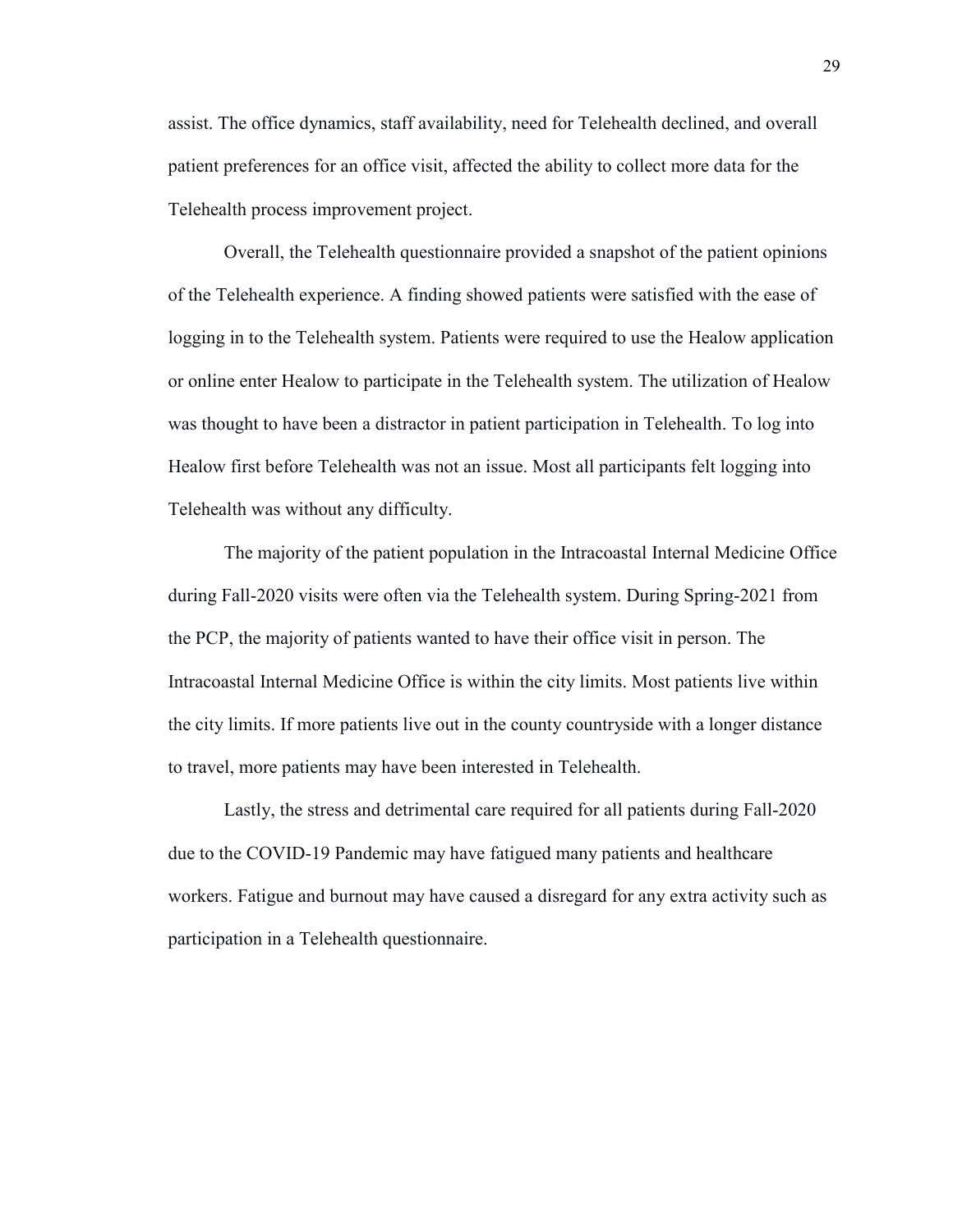assist. The office dynamics, staff availability, need for Telehealth declined, and overall patient preferences for an office visit, affected the ability to collect more data for the Telehealth process improvement project.

Overall, the Telehealth questionnaire provided a snapshot of the patient opinions of the Telehealth experience. A finding showed patients were satisfied with the ease of logging in to the Telehealth system. Patients were required to use the Healow application or online enter Healow to participate in the Telehealth system. The utilization of Healow was thought to have been a distractor in patient participation in Telehealth. To log into Healow first before Telehealth was not an issue. Most all participants felt logging into Telehealth was without any difficulty.

The majority of the patient population in the Intracoastal Internal Medicine Office during Fall-2020 visits were often via the Telehealth system. During Spring-2021 from the PCP, the majority of patients wanted to have their office visit in person. The Intracoastal Internal Medicine Office is within the city limits. Most patients live within the city limits. If more patients live out in the county countryside with a longer distance to travel, more patients may have been interested in Telehealth.

Lastly, the stress and detrimental care required for all patients during Fall-2020 due to the COVID-19 Pandemic may have fatigued many patients and healthcare workers. Fatigue and burnout may have caused a disregard for any extra activity such as participation in a Telehealth questionnaire.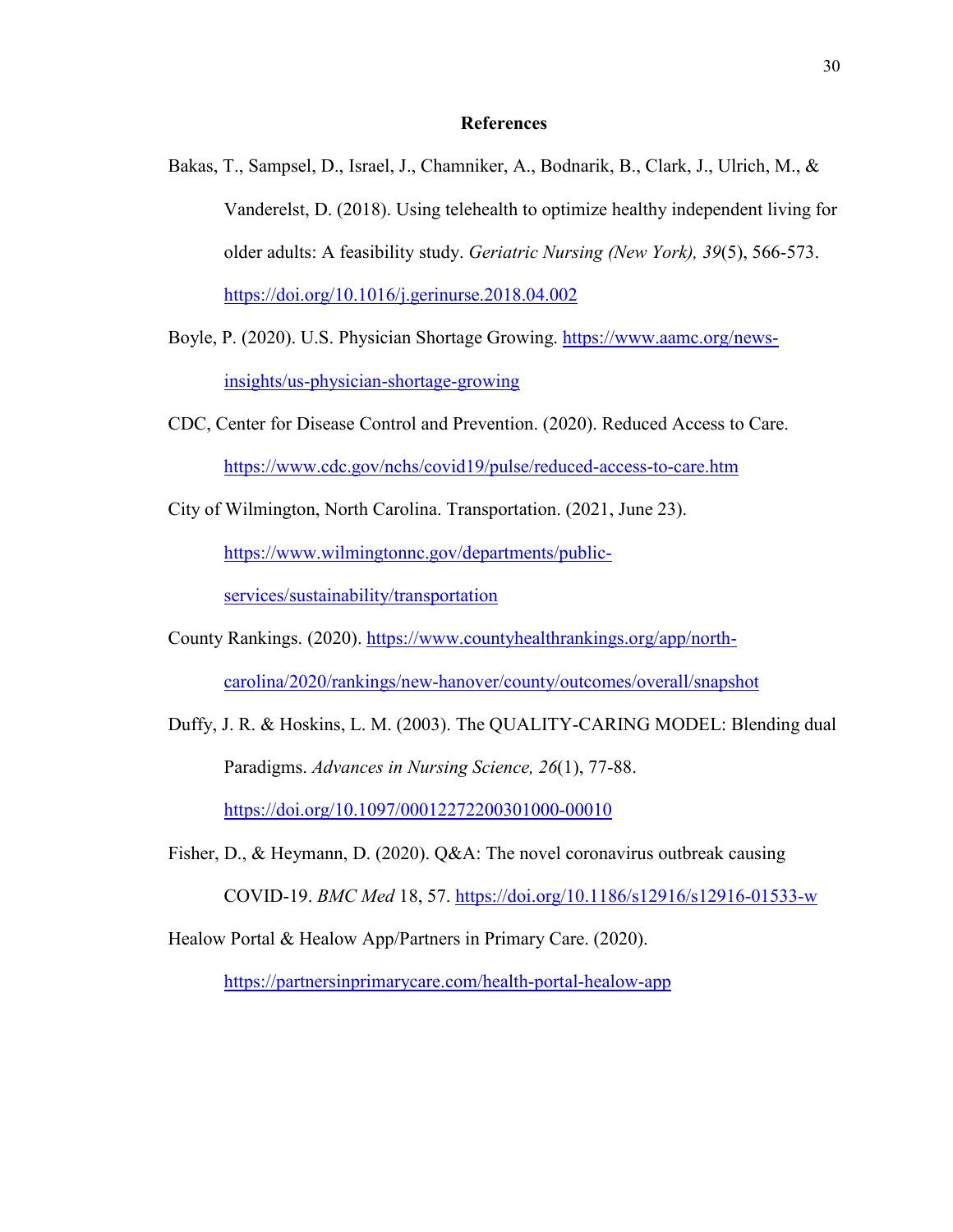# References

Bakas, T., Sampsel, D., Israel, J., Chamniker, A., Bodnarik, B., Clark, J., Ulrich, M., & Vanderelst, D. (2018). Using telehealth to optimize healthy independent living for older adults: A feasibility study. *Geriatric Nursing (New York), 39*(5), 566-573. https://doi.org/10.1016/j.gerinurse.2018.04.002

Boyle, P. (2020). U.S. Physician Shortage Growing. https://www.aamc.org/news-insights/us-physician-shortage-growing

CDC, Center for Disease Control and Prevention. (2020). Reduced Access to Care. https://www.cdc.gov/nchs/covid19/pulse/reduced-access-to-care.htm

City of Wilmington, North Carolina. Transportation. (2021, June 23). https://www.wilmingtonnc.gov/departments/public-services/sustainability/transportation

County Rankings. (2020). https://www.countyhealthrankings.org/app/north-carolina/2020/rankings/new-hanover/county/outcomes/overall/snapshot

Duffy, J. R. & Hoskins, L. M. (2003). The QUALITY-CARING MODEL: Blending dual Paradigms. *Advances in Nursing Science, 26*(1), 77-88. https://doi.org/10.1097/00012272200301000-00010

Fisher, D., & Heymann, D. (2020). Q&A: The novel coronavirus outbreak causing COVID-19. *BMC Med* 18, 57. https://doi.org/10.1186/s12916/s12916-01533-w

Healow Portal & Healow App/Partners in Primary Care. (2020). https://partnersinprimarycare.com/health-portal-healow-app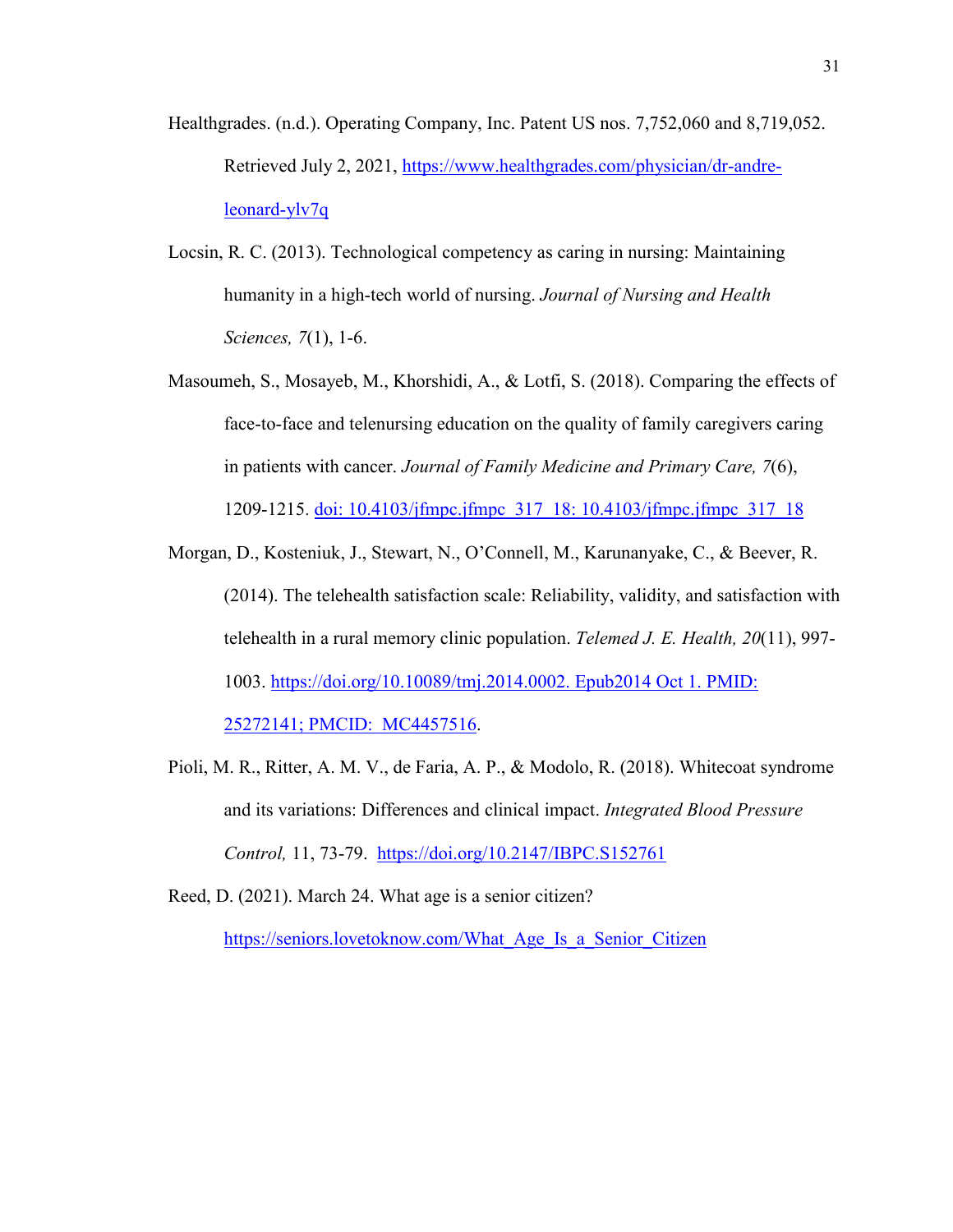Healthgrades. (n.d.). Operating Company, Inc. Patent US nos. 7,752,060 and 8,719,052. Retrieved July 2, 2021, https://www.healthgrades.com/physician/dr-andre-leonard-ylv7q

Locsin, R. C. (2013). Technological competency as caring in nursing: Maintaining humanity in a high-tech world of nursing. *Journal of Nursing and Health Sciences, 7*(1), 1-6.

Masoumeh, S., Mosayeb, M., Khorshidi, A., & Lotfi, S. (2018). Comparing the effects of face-to-face and telenursing education on the quality of family caregivers caring in patients with cancer. *Journal of Family Medicine and Primary Care, 7*(6), 1209-1215. doi: 10.4103/jfmpc.jfmpc_317_18: 10.4103/jfmpc.jfmpc_317_18

Morgan, D., Kosteniuk, J., Stewart, N., O'Connell, M., Karunanyake, C., & Beever, R. (2014). The telehealth satisfaction scale: Reliability, validity, and satisfaction with telehealth in a rural memory clinic population. *Telemed J. E. Health, 20*(11), 997-1003. https://doi.org/10.10089/tmj.2014.0002. Epub2014 Oct 1. PMID: 25272141; PMCID: MC4457516.

Pioli, M. R., Ritter, A. M. V., de Faria, A. P., & Modolo, R. (2018). Whitecoat syndrome and its variations: Differences and clinical impact. *Integrated Blood Pressure Control,* 11, 73-79. https://doi.org/10.2147/IBPC.S152761

Reed, D. (2021). March 24. What age is a senior citizen? https://seniors.lovetoknow.com/What_Age_Is_a_Senior_Citizen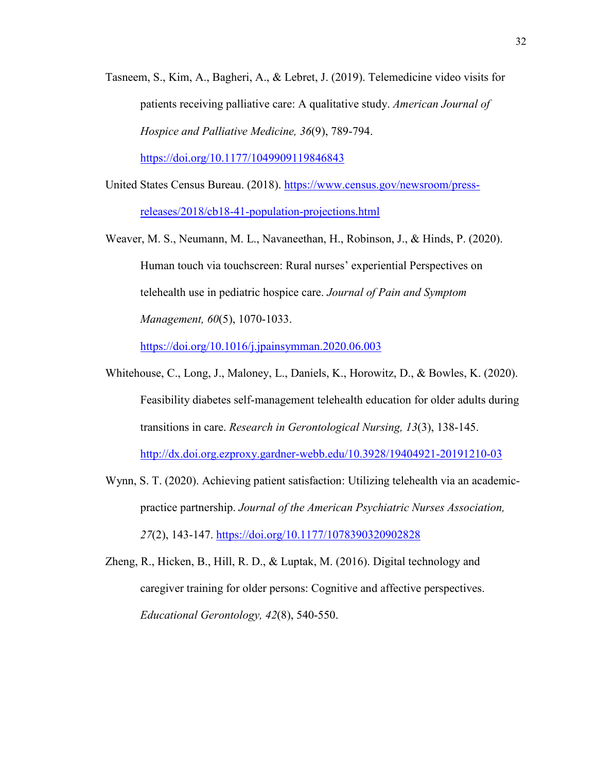Tasneem, S., Kim, A., Bagheri, A., & Lebret, J. (2019). Telemedicine video visits for patients receiving palliative care: A qualitative study. *American Journal of Hospice and Palliative Medicine, 36*(9), 789-794. https://doi.org/10.1177/1049909119846843

United States Census Bureau. (2018). https://www.census.gov/newsroom/press-releases/2018/cb18-41-population-projections.html

Weaver, M. S., Neumann, M. L., Navaneethan, H., Robinson, J., & Hinds, P. (2020). Human touch via touchscreen: Rural nurses' experiential Perspectives on telehealth use in pediatric hospice care. *Journal of Pain and Symptom Management, 60*(5), 1070-1033. https://doi.org/10.1016/j.jpainsymman.2020.06.003

Whitehouse, C., Long, J., Maloney, L., Daniels, K., Horowitz, D., & Bowles, K. (2020). Feasibility diabetes self-management telehealth education for older adults during transitions in care. *Research in Gerontological Nursing, 13*(3), 138-145. http://dx.doi.org.ezproxy.gardner-webb.edu/10.3928/19404921-20191210-03

Wynn, S. T. (2020). Achieving patient satisfaction: Utilizing telehealth via an academic-practice partnership. *Journal of the American Psychiatric Nurses Association, 27*(2), 143-147. https://doi.org/10.1177/1078390320902828

Zheng, R., Hicken, B., Hill, R. D., & Luptak, M. (2016). Digital technology and caregiver training for older persons: Cognitive and affective perspectives. *Educational Gerontology, 42*(8), 540-550.